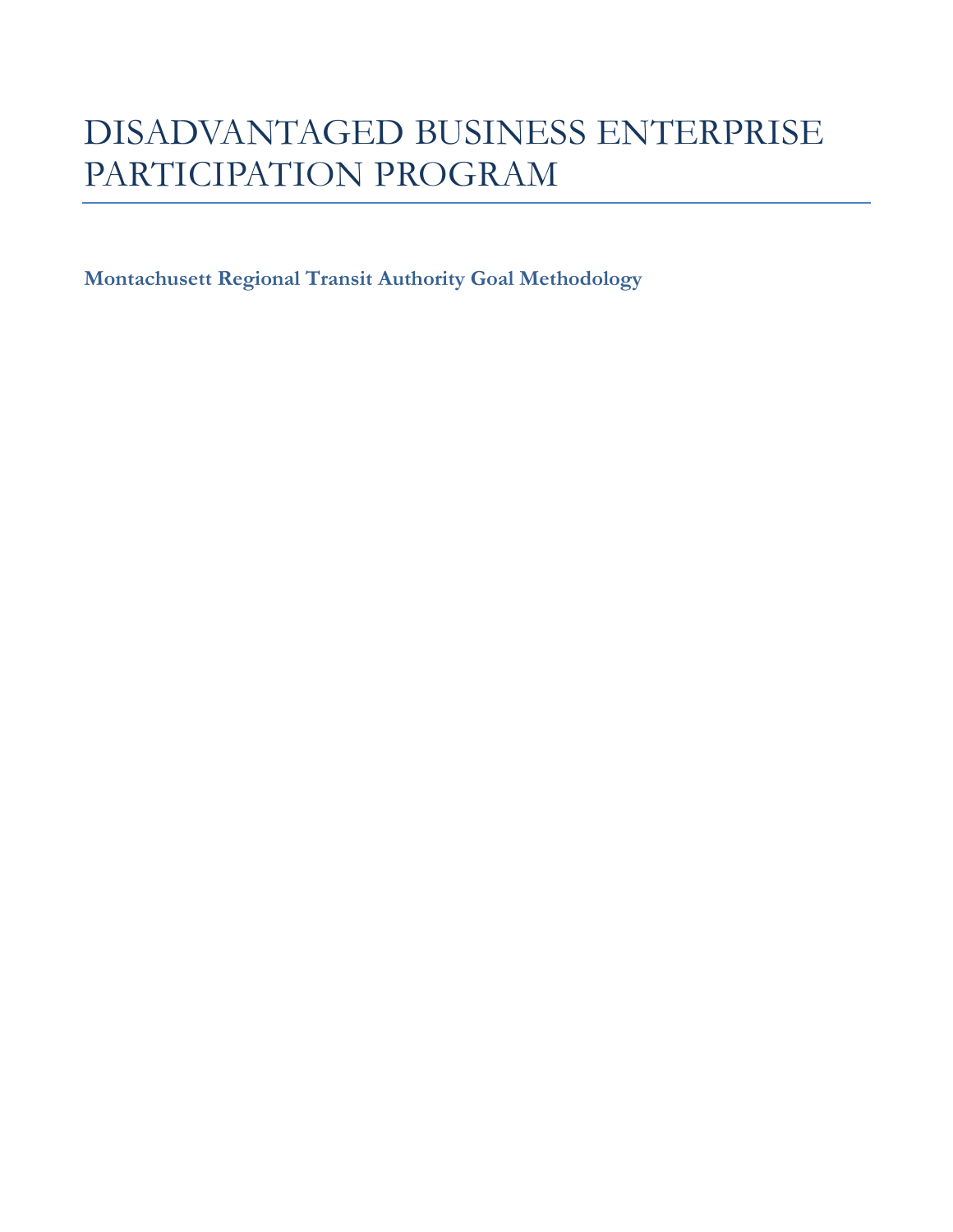# DISADVANTAGED BUSINESS ENTERPRISE PARTICIPATION PROGRAM

**Montachusett Regional Transit Authority Goal Methodology**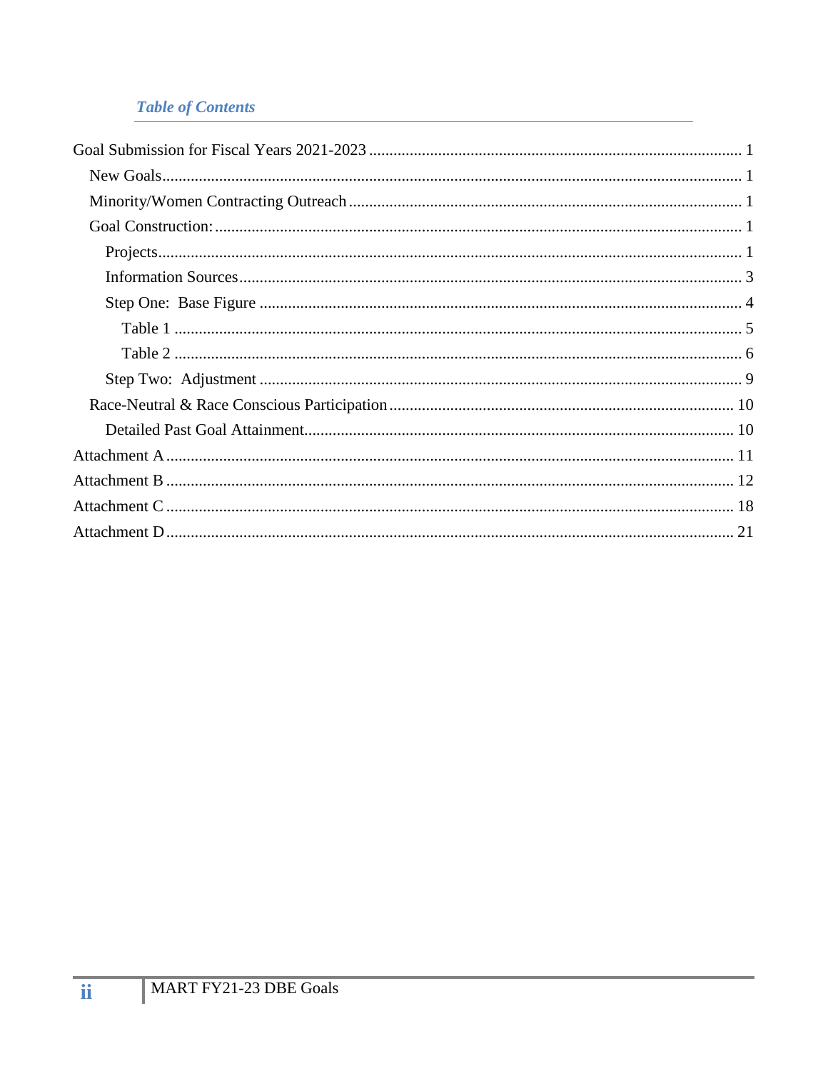## *Table of Contents*

- Goal Submission for Fiscal Years 2021-2023 ..... 1
  - New Goals ..... 1
  - Minority/Women Contracting Outreach ..... 1
  - Goal Construction: ..... 1
    - Projects ..... 1
    - Information Sources ..... 3
    - Step One: Base Figure ..... 4
      - Table 1 ..... 5
      - Table 2 ..... 6
    - Step Two: Adjustment ..... 9
  - Race-Neutral & Race Conscious Participation ..... 10
    - Detailed Past Goal Attainment ..... 10
- Attachment A ..... 11
- Attachment B ..... 12
- Attachment C ..... 18
- Attachment D ..... 21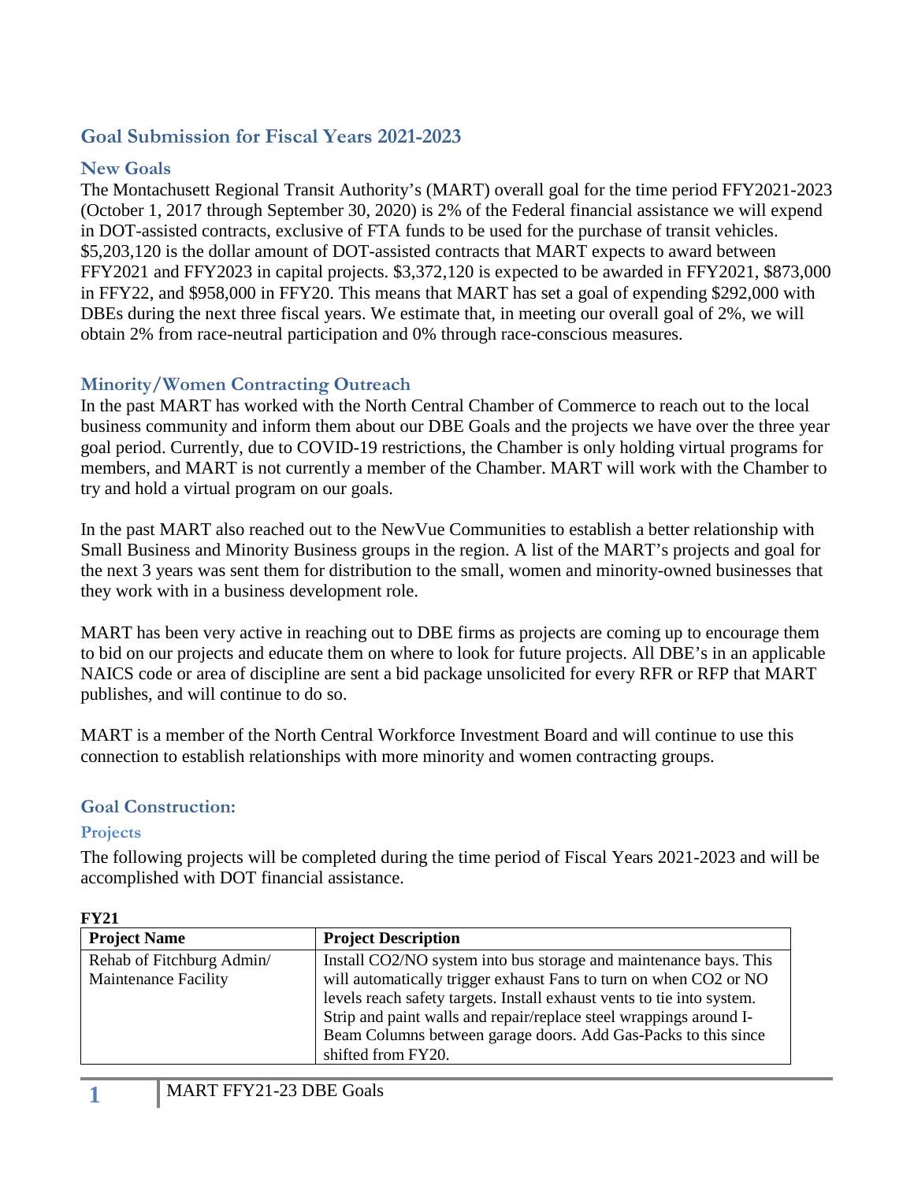## Goal Submission for Fiscal Years 2021-2023

### New Goals

The Montachusett Regional Transit Authority's (MART) overall goal for the time period FFY2021-2023 (October 1, 2017 through September 30, 2020) is 2% of the Federal financial assistance we will expend in DOT-assisted contracts, exclusive of FTA funds to be used for the purchase of transit vehicles. $5,203,120 is the dollar amount of DOT-assisted contracts that MART expects to award between FFY2021 and FFY2023 in capital projects. $3,372,120 is expected to be awarded in FFY2021, $873,000 in FFY22, and $958,000 in FFY20. This means that MART has set a goal of expending $292,000 with DBEs during the next three fiscal years. We estimate that, in meeting our overall goal of 2%, we will obtain 2% from race-neutral participation and 0% through race-conscious measures.

### Minority/Women Contracting Outreach

In the past MART has worked with the North Central Chamber of Commerce to reach out to the local business community and inform them about our DBE Goals and the projects we have over the three year goal period. Currently, due to COVID-19 restrictions, the Chamber is only holding virtual programs for members, and MART is not currently a member of the Chamber. MART will work with the Chamber to try and hold a virtual program on our goals.

In the past MART also reached out to the NewVue Communities to establish a better relationship with Small Business and Minority Business groups in the region. A list of the MART's projects and goal for the next 3 years was sent them for distribution to the small, women and minority-owned businesses that they work with in a business development role.

MART has been very active in reaching out to DBE firms as projects are coming up to encourage them to bid on our projects and educate them on where to look for future projects. All DBE's in an applicable NAICS code or area of discipline are sent a bid package unsolicited for every RFR or RFP that MART publishes, and will continue to do so.

MART is a member of the North Central Workforce Investment Board and will continue to use this connection to establish relationships with more minority and women contracting groups.

### Goal Construction:

#### Projects

The following projects will be completed during the time period of Fiscal Years 2021-2023 and will be accomplished with DOT financial assistance.

**FY21**

| Project Name | Project Description |
|---|---|
| Rehab of Fitchburg Admin/ Maintenance Facility | Install CO2/NO system into bus storage and maintenance bays. This will automatically trigger exhaust Fans to turn on when CO2 or NO levels reach safety targets. Install exhaust vents to tie into system. Strip and paint walls and repair/replace steel wrappings around I-Beam Columns between garage doors. Add Gas-Packs to this since shifted from FY20. |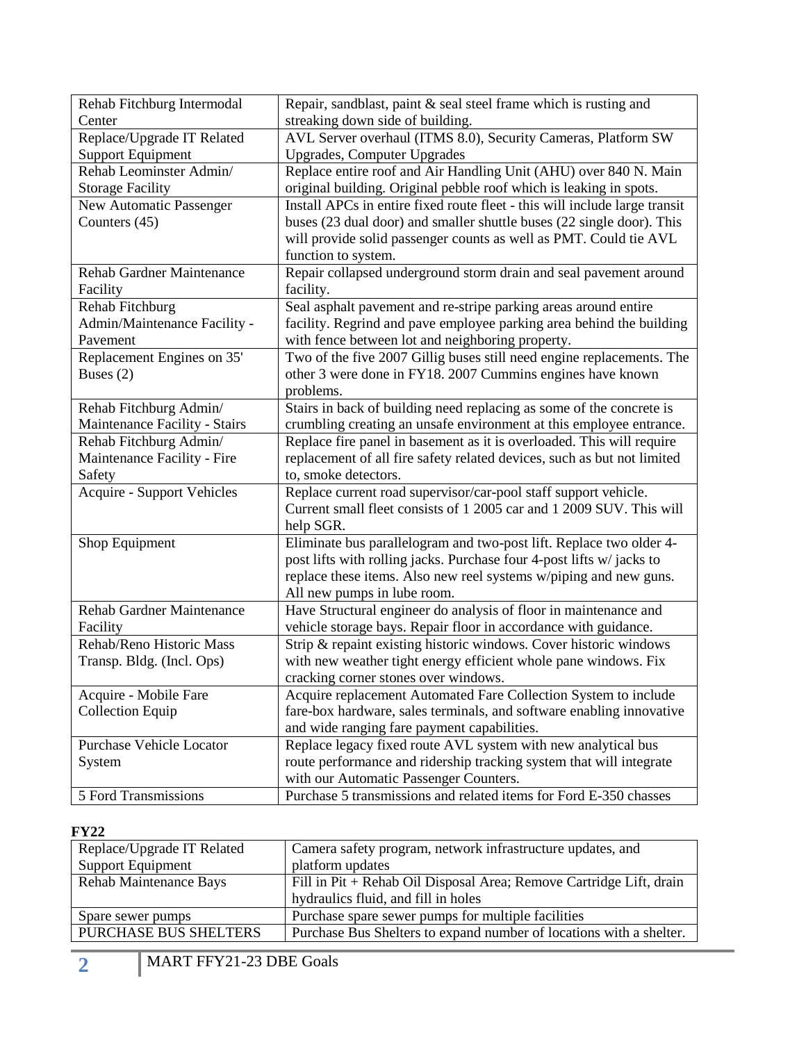| | |
|---|---|
| Rehab Fitchburg Intermodal Center | Repair, sandblast, paint & seal steel frame which is rusting and streaking down side of building. |
| Replace/Upgrade IT Related Support Equipment | AVL Server overhaul (ITMS 8.0), Security Cameras, Platform SW Upgrades, Computer Upgrades |
| Rehab Leominster Admin/ Storage Facility | Replace entire roof and Air Handling Unit (AHU) over 840 N. Main original building. Original pebble roof which is leaking in spots. |
| New Automatic Passenger Counters (45) | Install APCs in entire fixed route fleet - this will include large transit buses (23 dual door) and smaller shuttle buses (22 single door). This will provide solid passenger counts as well as PMT. Could tie AVL function to system. |
| Rehab Gardner Maintenance Facility | Repair collapsed underground storm drain and seal pavement around facility. |
| Rehab Fitchburg Admin/Maintenance Facility - Pavement | Seal asphalt pavement and re-stripe parking areas around entire facility. Regrind and pave employee parking area behind the building with fence between lot and neighboring property. |
| Replacement Engines on 35' Buses (2) | Two of the five 2007 Gillig buses still need engine replacements. The other 3 were done in FY18. 2007 Cummins engines have known problems. |
| Rehab Fitchburg Admin/ Maintenance Facility - Stairs | Stairs in back of building need replacing as some of the concrete is crumbling creating an unsafe environment at this employee entrance. |
| Rehab Fitchburg Admin/ Maintenance Facility - Fire Safety | Replace fire panel in basement as it is overloaded. This will require replacement of all fire safety related devices, such as but not limited to, smoke detectors. |
| Acquire - Support Vehicles | Replace current road supervisor/car-pool staff support vehicle. Current small fleet consists of 1 2005 car and 1 2009 SUV. This will help SGR. |
| Shop Equipment | Eliminate bus parallelogram and two-post lift. Replace two older 4-post lifts with rolling jacks. Purchase four 4-post lifts w/ jacks to replace these items. Also new reel systems w/piping and new guns. All new pumps in lube room. |
| Rehab Gardner Maintenance Facility | Have Structural engineer do analysis of floor in maintenance and vehicle storage bays. Repair floor in accordance with guidance. |
| Rehab/Reno Historic Mass Transp. Bldg. (Incl. Ops) | Strip & repaint existing historic windows. Cover historic windows with new weather tight energy efficient whole pane windows. Fix cracking corner stones over windows. |
| Acquire - Mobile Fare Collection Equip | Acquire replacement Automated Fare Collection System to include fare-box hardware, sales terminals, and software enabling innovative and wide ranging fare payment capabilities. |
| Purchase Vehicle Locator System | Replace legacy fixed route AVL system with new analytical bus route performance and ridership tracking system that will integrate with our Automatic Passenger Counters. |
| 5 Ford Transmissions | Purchase 5 transmissions and related items for Ford E-350 chasses |

**FY22**

| | |
|---|---|
| Replace/Upgrade IT Related Support Equipment | Camera safety program, network infrastructure updates, and platform updates |
| Rehab Maintenance Bays | Fill in Pit + Rehab Oil Disposal Area; Remove Cartridge Lift, drain hydraulics fluid, and fill in holes |
| Spare sewer pumps | Purchase spare sewer pumps for multiple facilities |
| PURCHASE BUS SHELTERS | Purchase Bus Shelters to expand number of locations with a shelter. |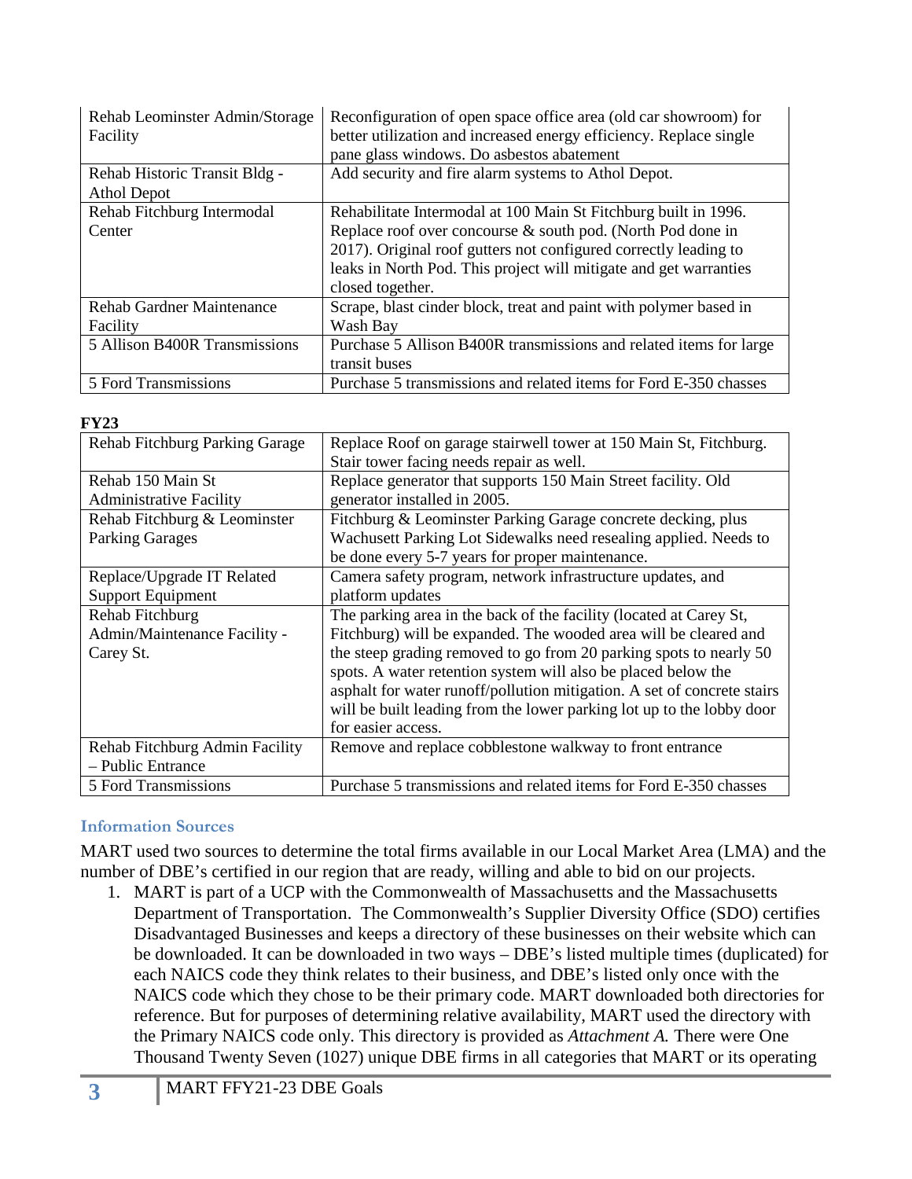| Rehab Leominster Admin/Storage Facility | Reconfiguration of open space office area (old car showroom) for better utilization and increased energy efficiency. Replace single pane glass windows. Do asbestos abatement |
|---|---|
| Rehab Historic Transit Bldg - Athol Depot | Add security and fire alarm systems to Athol Depot. |
| Rehab Fitchburg Intermodal Center | Rehabilitate Intermodal at 100 Main St Fitchburg built in 1996. Replace roof over concourse & south pod. (North Pod done in 2017). Original roof gutters not configured correctly leading to leaks in North Pod. This project will mitigate and get warranties closed together. |
| Rehab Gardner Maintenance Facility | Scrape, blast cinder block, treat and paint with polymer based in Wash Bay |
| 5 Allison B400R Transmissions | Purchase 5 Allison B400R transmissions and related items for large transit buses |
| 5 Ford Transmissions | Purchase 5 transmissions and related items for Ford E-350 chasses |

**FY23**

| Rehab Fitchburg Parking Garage | Replace Roof on garage stairwell tower at 150 Main St, Fitchburg. Stair tower facing needs repair as well. |
|---|---|
| Rehab 150 Main St Administrative Facility | Replace generator that supports 150 Main Street facility. Old generator installed in 2005. |
| Rehab Fitchburg & Leominster Parking Garages | Fitchburg & Leominster Parking Garage concrete decking, plus Wachusett Parking Lot Sidewalks need resealing applied. Needs to be done every 5-7 years for proper maintenance. |
| Replace/Upgrade IT Related Support Equipment | Camera safety program, network infrastructure updates, and platform updates |
| Rehab Fitchburg Admin/Maintenance Facility - Carey St. | The parking area in the back of the facility (located at Carey St, Fitchburg) will be expanded. The wooded area will be cleared and the steep grading removed to go from 20 parking spots to nearly 50 spots. A water retention system will also be placed below the asphalt for water runoff/pollution mitigation. A set of concrete stairs will be built leading from the lower parking lot up to the lobby door for easier access. |
| Rehab Fitchburg Admin Facility – Public Entrance | Remove and replace cobblestone walkway to front entrance |
| 5 Ford Transmissions | Purchase 5 transmissions and related items for Ford E-350 chasses |

### Information Sources

MART used two sources to determine the total firms available in our Local Market Area (LMA) and the number of DBE's certified in our region that are ready, willing and able to bid on our projects.

1. MART is part of a UCP with the Commonwealth of Massachusetts and the Massachusetts Department of Transportation. The Commonwealth's Supplier Diversity Office (SDO) certifies Disadvantaged Businesses and keeps a directory of these businesses on their website which can be downloaded. It can be downloaded in two ways – DBE's listed multiple times (duplicated) for each NAICS code they think relates to their business, and DBE's listed only once with the NAICS code which they chose to be their primary code. MART downloaded both directories for reference. But for purposes of determining relative availability, MART used the directory with the Primary NAICS code only. This directory is provided as *Attachment A.* There were One Thousand Twenty Seven (1027) unique DBE firms in all categories that MART or its operating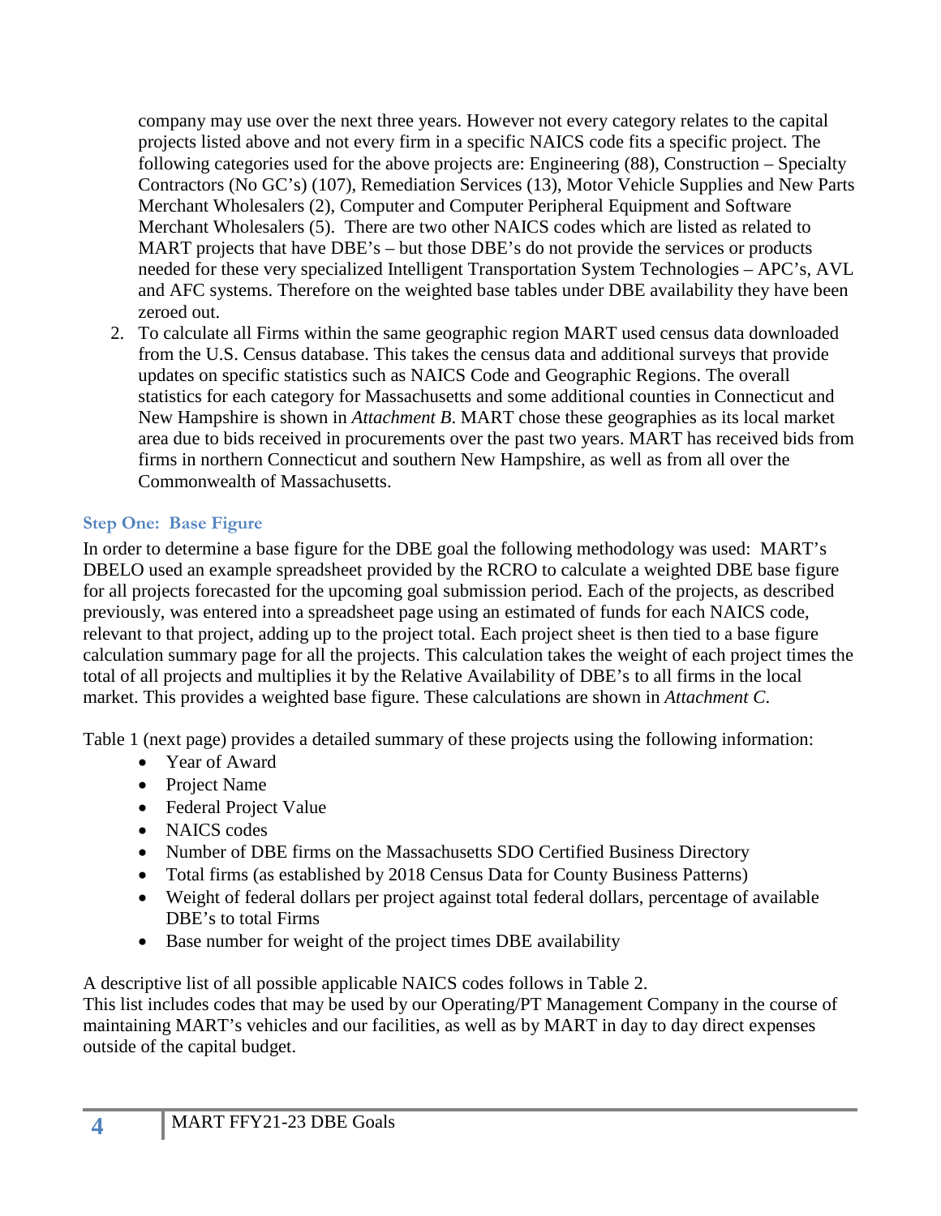company may use over the next three years. However not every category relates to the capital projects listed above and not every firm in a specific NAICS code fits a specific project. The following categories used for the above projects are: Engineering (88), Construction – Specialty Contractors (No GC's) (107), Remediation Services (13), Motor Vehicle Supplies and New Parts Merchant Wholesalers (2), Computer and Computer Peripheral Equipment and Software Merchant Wholesalers (5). There are two other NAICS codes which are listed as related to MART projects that have DBE's – but those DBE's do not provide the services or products needed for these very specialized Intelligent Transportation System Technologies – APC's, AVL and AFC systems. Therefore on the weighted base tables under DBE availability they have been zeroed out.

2. To calculate all Firms within the same geographic region MART used census data downloaded from the U.S. Census database. This takes the census data and additional surveys that provide updates on specific statistics such as NAICS Code and Geographic Regions. The overall statistics for each category for Massachusetts and some additional counties in Connecticut and New Hampshire is shown in *Attachment B*. MART chose these geographies as its local market area due to bids received in procurements over the past two years. MART has received bids from firms in northern Connecticut and southern New Hampshire, as well as from all over the Commonwealth of Massachusetts.

### Step One: Base Figure

In order to determine a base figure for the DBE goal the following methodology was used: MART's DBELO used an example spreadsheet provided by the RCRO to calculate a weighted DBE base figure for all projects forecasted for the upcoming goal submission period. Each of the projects, as described previously, was entered into a spreadsheet page using an estimated of funds for each NAICS code, relevant to that project, adding up to the project total. Each project sheet is then tied to a base figure calculation summary page for all the projects. This calculation takes the weight of each project times the total of all projects and multiplies it by the Relative Availability of DBE's to all firms in the local market. This provides a weighted base figure. These calculations are shown in *Attachment C*.

Table 1 (next page) provides a detailed summary of these projects using the following information:

- Year of Award
- Project Name
- Federal Project Value
- NAICS codes
- Number of DBE firms on the Massachusetts SDO Certified Business Directory
- Total firms (as established by 2018 Census Data for County Business Patterns)
- Weight of federal dollars per project against total federal dollars, percentage of available DBE's to total Firms
- Base number for weight of the project times DBE availability

A descriptive list of all possible applicable NAICS codes follows in Table 2.
This list includes codes that may be used by our Operating/PT Management Company in the course of maintaining MART's vehicles and our facilities, as well as by MART in day to day direct expenses outside of the capital budget.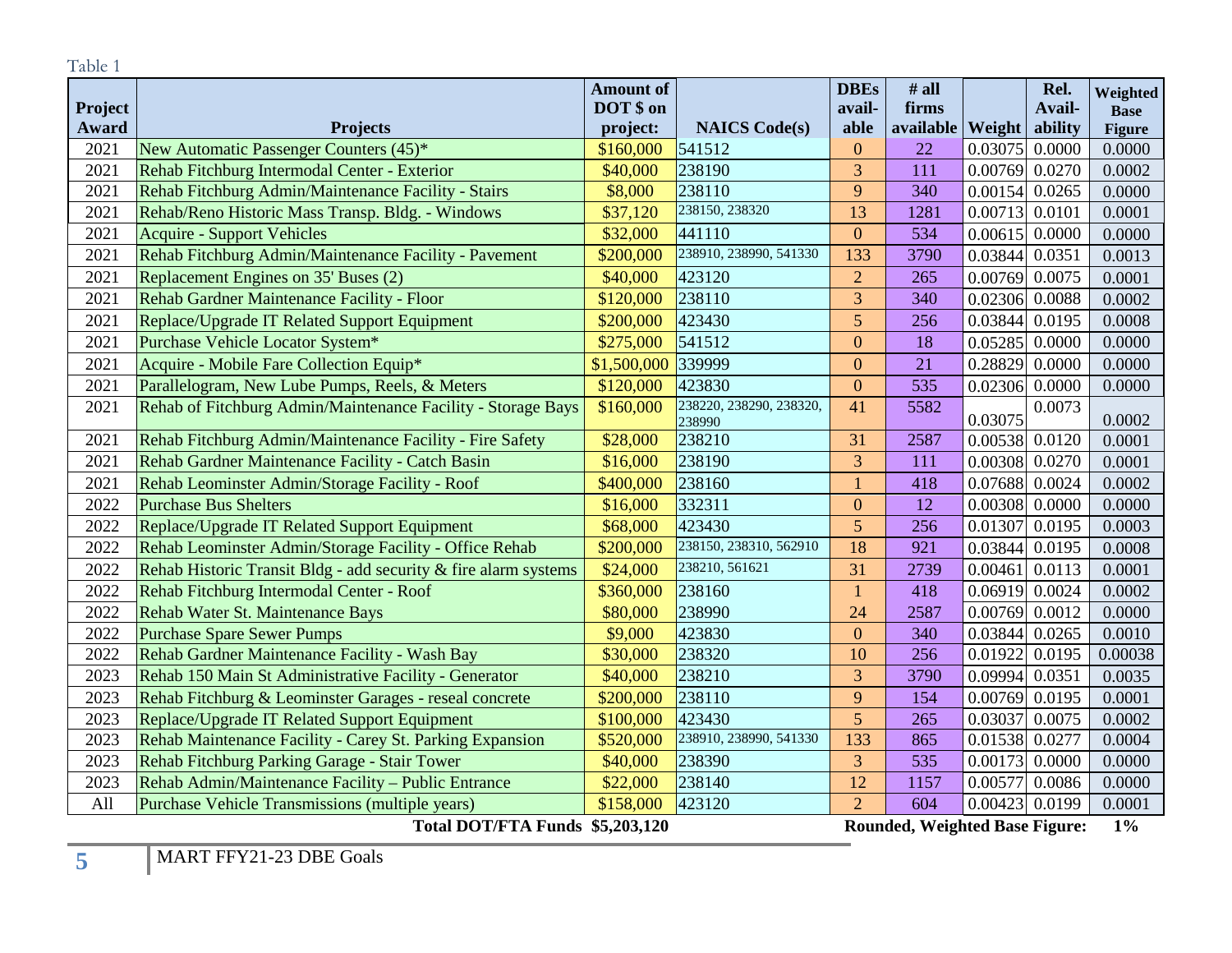Table 1

| Project Award | Projects | Amount of DOT $ on project: | NAICS Code(s) | DBEs available | # all firms available | Weight | Rel. Availability | Weighted Base Figure |
|---|---|---|---|---|---|---|---|---|
| 2021 | New Automatic Passenger Counters (45)* | $160,000 | 541512 | 0 | 22 | 0.03075 | 0.0000 | 0.0000 |
| 2021 | Rehab Fitchburg Intermodal Center - Exterior | $40,000 | 238190 | 3 | 111 | 0.00769 | 0.0270 | 0.0002 |
| 2021 | Rehab Fitchburg Admin/Maintenance Facility - Stairs | $8,000 | 238110 | 9 | 340 | 0.00154 | 0.0265 | 0.0000 |
| 2021 | Rehab/Reno Historic Mass Transp. Bldg. - Windows | $37,120 | 238150, 238320 | 13 | 1281 | 0.00713 | 0.0101 | 0.0001 |
| 2021 | Acquire - Support Vehicles | $32,000 | 441110 | 0 | 534 | 0.00615 | 0.0000 | 0.0000 |
| 2021 | Rehab Fitchburg Admin/Maintenance Facility - Pavement | $200,000 | 238910, 238990, 541330 | 133 | 3790 | 0.03844 | 0.0351 | 0.0013 |
| 2021 | Replacement Engines on 35' Buses (2) | $40,000 | 423120 | 2 | 265 | 0.00769 | 0.0075 | 0.0001 |
| 2021 | Rehab Gardner Maintenance Facility - Floor | $120,000 | 238110 | 3 | 340 | 0.02306 | 0.0088 | 0.0002 |
| 2021 | Replace/Upgrade IT Related Support Equipment | $200,000 | 423430 | 5 | 256 | 0.03844 | 0.0195 | 0.0008 |
| 2021 | Purchase Vehicle Locator System* | $275,000 | 541512 | 0 | 18 | 0.05285 | 0.0000 | 0.0000 |
| 2021 | Acquire - Mobile Fare Collection Equip* | $1,500,000 | 339999 | 0 | 21 | 0.28829 | 0.0000 | 0.0000 |
| 2021 | Parallelogram, New Lube Pumps, Reels, & Meters | $120,000 | 423830 | 0 | 535 | 0.02306 | 0.0000 | 0.0000 |
| 2021 | Rehab of Fitchburg Admin/Maintenance Facility - Storage Bays | $160,000 | 238220, 238290, 238320, 238990 | 41 | 5582 | 0.03075 | 0.0073 | 0.0002 |
| 2021 | Rehab Fitchburg Admin/Maintenance Facility - Fire Safety | $28,000 | 238210 | 31 | 2587 | 0.00538 | 0.0120 | 0.0001 |
| 2021 | Rehab Gardner Maintenance Facility - Catch Basin | $16,000 | 238190 | 3 | 111 | 0.00308 | 0.0270 | 0.0001 |
| 2021 | Rehab Leominster Admin/Storage Facility - Roof | $400,000 | 238160 | 1 | 418 | 0.07688 | 0.0024 | 0.0002 |
| 2022 | Purchase Bus Shelters | $16,000 | 332311 | 0 | 12 | 0.00308 | 0.0000 | 0.0000 |
| 2022 | Replace/Upgrade IT Related Support Equipment | $68,000 | 423430 | 5 | 256 | 0.01307 | 0.0195 | 0.0003 |
| 2022 | Rehab Leominster Admin/Storage Facility - Office Rehab | $200,000 | 238150, 238310, 562910 | 18 | 921 | 0.03844 | 0.0195 | 0.0008 |
| 2022 | Rehab Historic Transit Bldg - add security & fire alarm systems | $24,000 | 238210, 561621 | 31 | 2739 | 0.00461 | 0.0113 | 0.0001 |
| 2022 | Rehab Fitchburg Intermodal Center - Roof | $360,000 | 238160 | 1 | 418 | 0.06919 | 0.0024 | 0.0002 |
| 2022 | Rehab Water St. Maintenance Bays | $80,000 | 238990 | 24 | 2587 | 0.00769 | 0.0012 | 0.0000 |
| 2022 | Purchase Spare Sewer Pumps | $9,000 | 423830 | 0 | 340 | 0.03844 | 0.0265 | 0.0010 |
| 2022 | Rehab Gardner Maintenance Facility - Wash Bay | $30,000 | 238320 | 10 | 256 | 0.01922 | 0.0195 | 0.00038 |
| 2023 | Rehab 150 Main St Administrative Facility - Generator | $40,000 | 238210 | 3 | 3790 | 0.09994 | 0.0351 | 0.0035 |
| 2023 | Rehab Fitchburg & Leominster Garages - reseal concrete | $200,000 | 238110 | 9 | 154 | 0.00769 | 0.0195 | 0.0001 |
| 2023 | Replace/Upgrade IT Related Support Equipment | $100,000 | 423430 | 5 | 265 | 0.03037 | 0.0075 | 0.0002 |
| 2023 | Rehab Maintenance Facility - Carey St. Parking Expansion | $520,000 | 238910, 238990, 541330 | 133 | 865 | 0.01538 | 0.0277 | 0.0004 |
| 2023 | Rehab Fitchburg Parking Garage - Stair Tower | $40,000 | 238390 | 3 | 535 | 0.00173 | 0.0000 | 0.0000 |
| 2023 | Rehab Admin/Maintenance Facility – Public Entrance | $22,000 | 238140 | 12 | 1157 | 0.00577 | 0.0086 | 0.0000 |
| All | Purchase Vehicle Transmissions (multiple years) | $158,000 | 423120 | 2 | 604 | 0.00423 | 0.0199 | 0.0001 |
| | **Total DOT/FTA Funds** | **$5,203,120** | | | **Rounded, Weighted Base Figure:** | | | **1%** |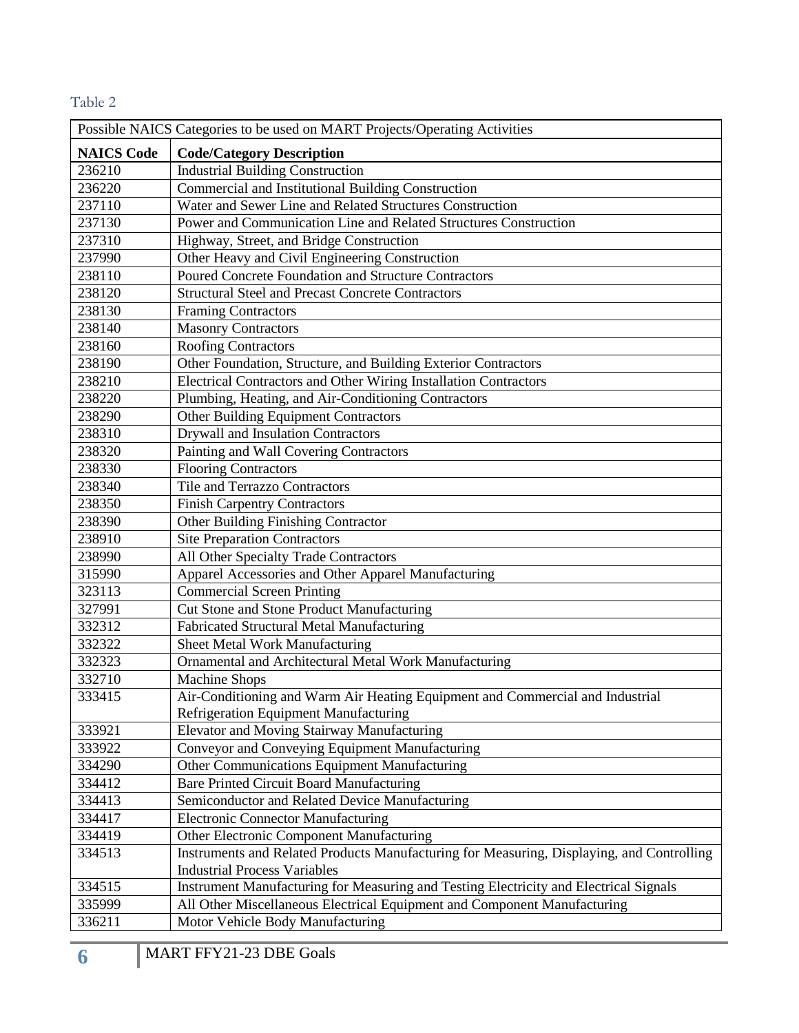Table 2

| Possible NAICS Categories to be used on MART Projects/Operating Activities | |
|---|---|
| **NAICS Code** | **Code/Category Description** |
| 236210 | Industrial Building Construction |
| 236220 | Commercial and Institutional Building Construction |
| 237110 | Water and Sewer Line and Related Structures Construction |
| 237130 | Power and Communication Line and Related Structures Construction |
| 237310 | Highway, Street, and Bridge Construction |
| 237990 | Other Heavy and Civil Engineering Construction |
| 238110 | Poured Concrete Foundation and Structure Contractors |
| 238120 | Structural Steel and Precast Concrete Contractors |
| 238130 | Framing Contractors |
| 238140 | Masonry Contractors |
| 238160 | Roofing Contractors |
| 238190 | Other Foundation, Structure, and Building Exterior Contractors |
| 238210 | Electrical Contractors and Other Wiring Installation Contractors |
| 238220 | Plumbing, Heating, and Air-Conditioning Contractors |
| 238290 | Other Building Equipment Contractors |
| 238310 | Drywall and Insulation Contractors |
| 238320 | Painting and Wall Covering Contractors |
| 238330 | Flooring Contractors |
| 238340 | Tile and Terrazzo Contractors |
| 238350 | Finish Carpentry Contractors |
| 238390 | Other Building Finishing Contractor |
| 238910 | Site Preparation Contractors |
| 238990 | All Other Specialty Trade Contractors |
| 315990 | Apparel Accessories and Other Apparel Manufacturing |
| 323113 | Commercial Screen Printing |
| 327991 | Cut Stone and Stone Product Manufacturing |
| 332312 | Fabricated Structural Metal Manufacturing |
| 332322 | Sheet Metal Work Manufacturing |
| 332323 | Ornamental and Architectural Metal Work Manufacturing |
| 332710 | Machine Shops |
| 333415 | Air-Conditioning and Warm Air Heating Equipment and Commercial and Industrial Refrigeration Equipment Manufacturing |
| 333921 | Elevator and Moving Stairway Manufacturing |
| 333922 | Conveyor and Conveying Equipment Manufacturing |
| 334290 | Other Communications Equipment Manufacturing |
| 334412 | Bare Printed Circuit Board Manufacturing |
| 334413 | Semiconductor and Related Device Manufacturing |
| 334417 | Electronic Connector Manufacturing |
| 334419 | Other Electronic Component Manufacturing |
| 334513 | Instruments and Related Products Manufacturing for Measuring, Displaying, and Controlling Industrial Process Variables |
| 334515 | Instrument Manufacturing for Measuring and Testing Electricity and Electrical Signals |
| 335999 | All Other Miscellaneous Electrical Equipment and Component Manufacturing |
| 336211 | Motor Vehicle Body Manufacturing |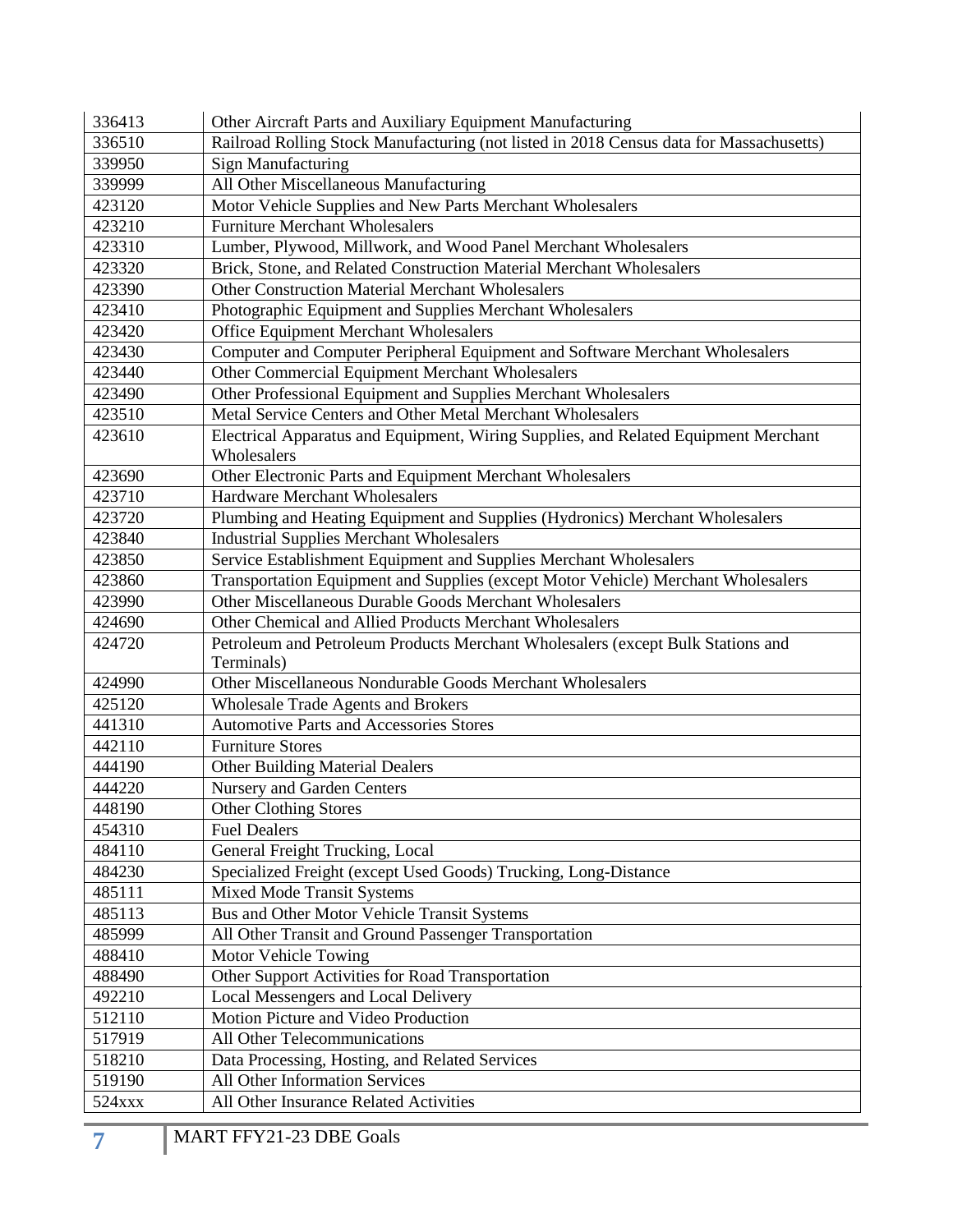| 336413 | Other Aircraft Parts and Auxiliary Equipment Manufacturing |
|---|---|
| 336510 | Railroad Rolling Stock Manufacturing (not listed in 2018 Census data for Massachusetts) |
| 339950 | Sign Manufacturing |
| 339999 | All Other Miscellaneous Manufacturing |
| 423120 | Motor Vehicle Supplies and New Parts Merchant Wholesalers |
| 423210 | Furniture Merchant Wholesalers |
| 423310 | Lumber, Plywood, Millwork, and Wood Panel Merchant Wholesalers |
| 423320 | Brick, Stone, and Related Construction Material Merchant Wholesalers |
| 423390 | Other Construction Material Merchant Wholesalers |
| 423410 | Photographic Equipment and Supplies Merchant Wholesalers |
| 423420 | Office Equipment Merchant Wholesalers |
| 423430 | Computer and Computer Peripheral Equipment and Software Merchant Wholesalers |
| 423440 | Other Commercial Equipment Merchant Wholesalers |
| 423490 | Other Professional Equipment and Supplies Merchant Wholesalers |
| 423510 | Metal Service Centers and Other Metal Merchant Wholesalers |
| 423610 | Electrical Apparatus and Equipment, Wiring Supplies, and Related Equipment Merchant Wholesalers |
| 423690 | Other Electronic Parts and Equipment Merchant Wholesalers |
| 423710 | Hardware Merchant Wholesalers |
| 423720 | Plumbing and Heating Equipment and Supplies (Hydronics) Merchant Wholesalers |
| 423840 | Industrial Supplies Merchant Wholesalers |
| 423850 | Service Establishment Equipment and Supplies Merchant Wholesalers |
| 423860 | Transportation Equipment and Supplies (except Motor Vehicle) Merchant Wholesalers |
| 423990 | Other Miscellaneous Durable Goods Merchant Wholesalers |
| 424690 | Other Chemical and Allied Products Merchant Wholesalers |
| 424720 | Petroleum and Petroleum Products Merchant Wholesalers (except Bulk Stations and Terminals) |
| 424990 | Other Miscellaneous Nondurable Goods Merchant Wholesalers |
| 425120 | Wholesale Trade Agents and Brokers |
| 441310 | Automotive Parts and Accessories Stores |
| 442110 | Furniture Stores |
| 444190 | Other Building Material Dealers |
| 444220 | Nursery and Garden Centers |
| 448190 | Other Clothing Stores |
| 454310 | Fuel Dealers |
| 484110 | General Freight Trucking, Local |
| 484230 | Specialized Freight (except Used Goods) Trucking, Long-Distance |
| 485111 | Mixed Mode Transit Systems |
| 485113 | Bus and Other Motor Vehicle Transit Systems |
| 485999 | All Other Transit and Ground Passenger Transportation |
| 488410 | Motor Vehicle Towing |
| 488490 | Other Support Activities for Road Transportation |
| 492210 | Local Messengers and Local Delivery |
| 512110 | Motion Picture and Video Production |
| 517919 | All Other Telecommunications |
| 518210 | Data Processing, Hosting, and Related Services |
| 519190 | All Other Information Services |
| 524xxx | All Other Insurance Related Activities |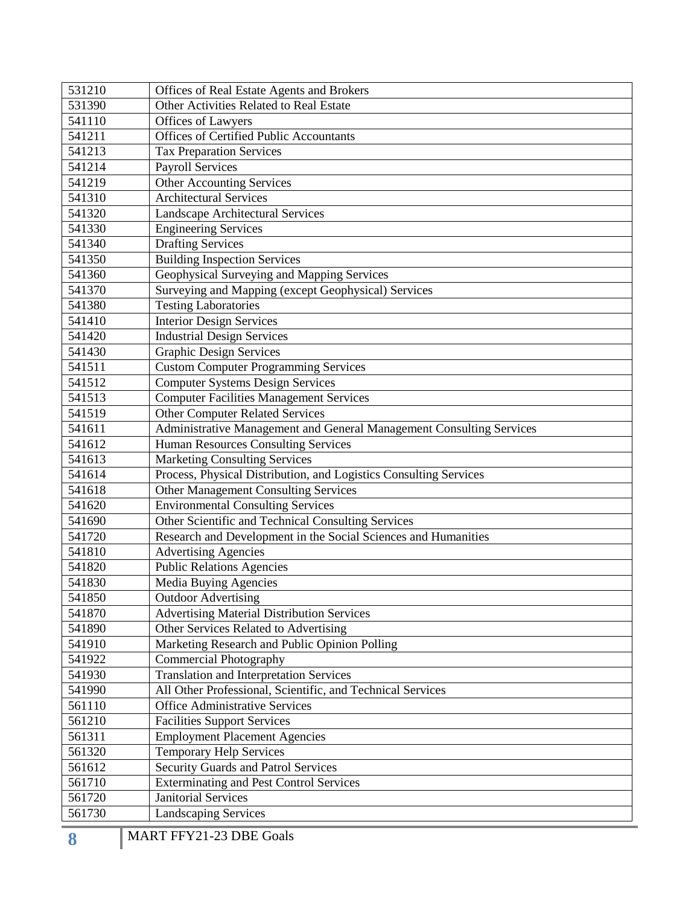| | |
|---|---|
| 531210 | Offices of Real Estate Agents and Brokers |
| 531390 | Other Activities Related to Real Estate |
| 541110 | Offices of Lawyers |
| 541211 | Offices of Certified Public Accountants |
| 541213 | Tax Preparation Services |
| 541214 | Payroll Services |
| 541219 | Other Accounting Services |
| 541310 | Architectural Services |
| 541320 | Landscape Architectural Services |
| 541330 | Engineering Services |
| 541340 | Drafting Services |
| 541350 | Building Inspection Services |
| 541360 | Geophysical Surveying and Mapping Services |
| 541370 | Surveying and Mapping (except Geophysical) Services |
| 541380 | Testing Laboratories |
| 541410 | Interior Design Services |
| 541420 | Industrial Design Services |
| 541430 | Graphic Design Services |
| 541511 | Custom Computer Programming Services |
| 541512 | Computer Systems Design Services |
| 541513 | Computer Facilities Management Services |
| 541519 | Other Computer Related Services |
| 541611 | Administrative Management and General Management Consulting Services |
| 541612 | Human Resources Consulting Services |
| 541613 | Marketing Consulting Services |
| 541614 | Process, Physical Distribution, and Logistics Consulting Services |
| 541618 | Other Management Consulting Services |
| 541620 | Environmental Consulting Services |
| 541690 | Other Scientific and Technical Consulting Services |
| 541720 | Research and Development in the Social Sciences and Humanities |
| 541810 | Advertising Agencies |
| 541820 | Public Relations Agencies |
| 541830 | Media Buying Agencies |
| 541850 | Outdoor Advertising |
| 541870 | Advertising Material Distribution Services |
| 541890 | Other Services Related to Advertising |
| 541910 | Marketing Research and Public Opinion Polling |
| 541922 | Commercial Photography |
| 541930 | Translation and Interpretation Services |
| 541990 | All Other Professional, Scientific, and Technical Services |
| 561110 | Office Administrative Services |
| 561210 | Facilities Support Services |
| 561311 | Employment Placement Agencies |
| 561320 | Temporary Help Services |
| 561612 | Security Guards and Patrol Services |
| 561710 | Exterminating and Pest Control Services |
| 561720 | Janitorial Services |
| 561730 | Landscaping Services |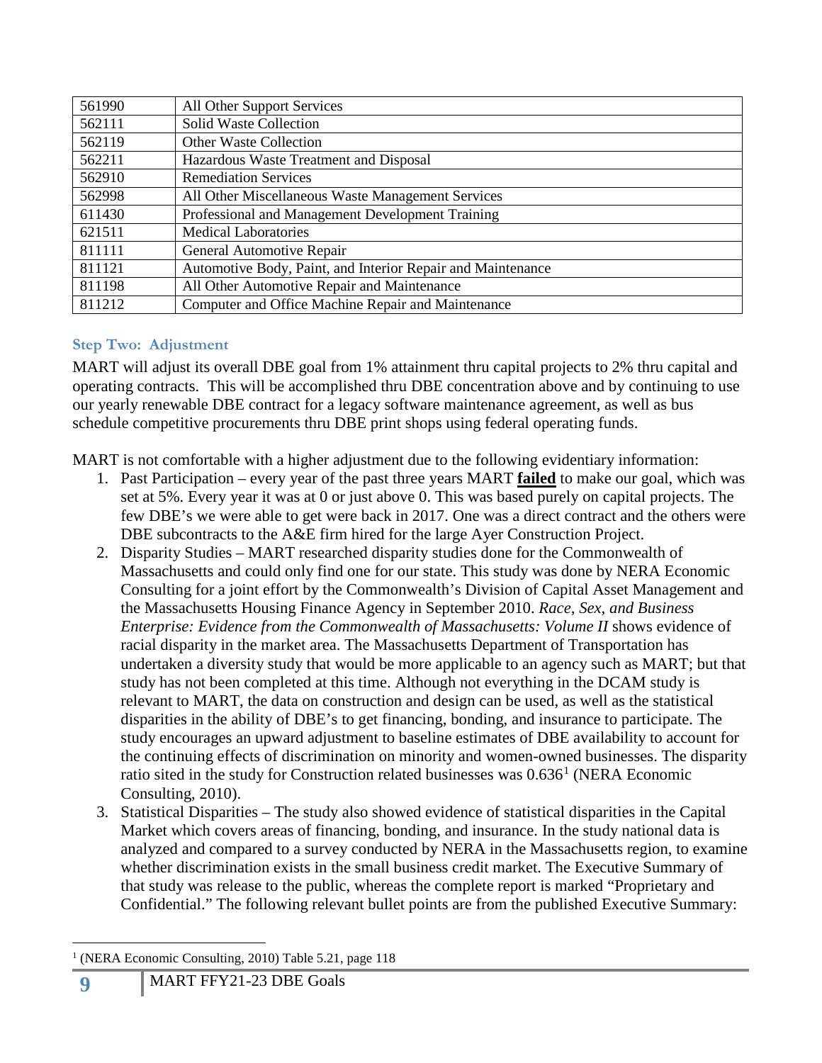| 561990 | All Other Support Services |
|---|---|
| 562111 | Solid Waste Collection |
| 562119 | Other Waste Collection |
| 562211 | Hazardous Waste Treatment and Disposal |
| 562910 | Remediation Services |
| 562998 | All Other Miscellaneous Waste Management Services |
| 611430 | Professional and Management Development Training |
| 621511 | Medical Laboratories |
| 811111 | General Automotive Repair |
| 811121 | Automotive Body, Paint, and Interior Repair and Maintenance |
| 811198 | All Other Automotive Repair and Maintenance |
| 811212 | Computer and Office Machine Repair and Maintenance |

### Step Two: Adjustment

MART will adjust its overall DBE goal from 1% attainment thru capital projects to 2% thru capital and operating contracts. This will be accomplished thru DBE concentration above and by continuing to use our yearly renewable DBE contract for a legacy software maintenance agreement, as well as bus schedule competitive procurements thru DBE print shops using federal operating funds.

MART is not comfortable with a higher adjustment due to the following evidentiary information:

1. Past Participation – every year of the past three years MART **failed** to make our goal, which was set at 5%. Every year it was at 0 or just above 0. This was based purely on capital projects. The few DBE's we were able to get were back in 2017. One was a direct contract and the others were DBE subcontracts to the A&E firm hired for the large Ayer Construction Project.
2. Disparity Studies – MART researched disparity studies done for the Commonwealth of Massachusetts and could only find one for our state. This study was done by NERA Economic Consulting for a joint effort by the Commonwealth's Division of Capital Asset Management and the Massachusetts Housing Finance Agency in September 2010. *Race, Sex, and Business Enterprise: Evidence from the Commonwealth of Massachusetts: Volume II* shows evidence of racial disparity in the market area. The Massachusetts Department of Transportation has undertaken a diversity study that would be more applicable to an agency such as MART; but that study has not been completed at this time. Although not everything in the DCAM study is relevant to MART, the data on construction and design can be used, as well as the statistical disparities in the ability of DBE's to get financing, bonding, and insurance to participate. The study encourages an upward adjustment to baseline estimates of DBE availability to account for the continuing effects of discrimination on minority and women-owned businesses. The disparity ratio sited in the study for Construction related businesses was 0.636[1] (NERA Economic Consulting, 2010).
3. Statistical Disparities – The study also showed evidence of statistical disparities in the Capital Market which covers areas of financing, bonding, and insurance. In the study national data is analyzed and compared to a survey conducted by NERA in the Massachusetts region, to examine whether discrimination exists in the small business credit market. The Executive Summary of that study was release to the public, whereas the complete report is marked "Proprietary and Confidential." The following relevant bullet points are from the published Executive Summary:

[1] (NERA Economic Consulting, 2010) Table 5.21, page 118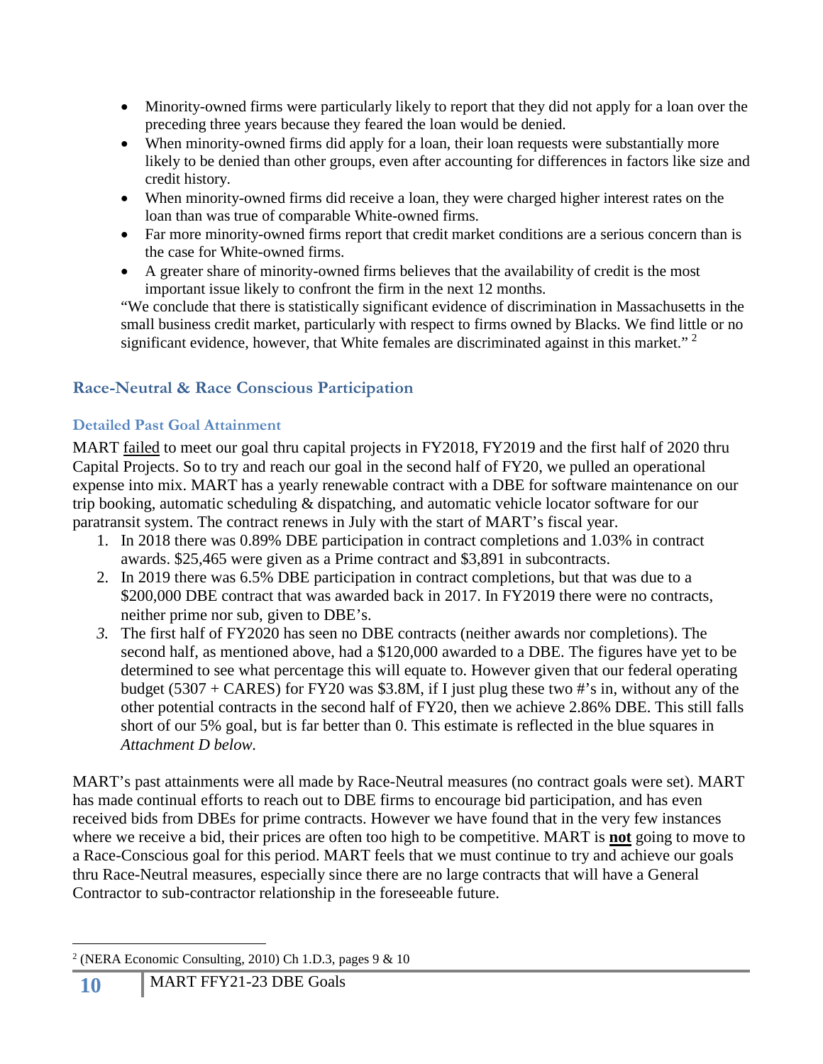- Minority-owned firms were particularly likely to report that they did not apply for a loan over the preceding three years because they feared the loan would be denied.
- When minority-owned firms did apply for a loan, their loan requests were substantially more likely to be denied than other groups, even after accounting for differences in factors like size and credit history.
- When minority-owned firms did receive a loan, they were charged higher interest rates on the loan than was true of comparable White-owned firms.
- Far more minority-owned firms report that credit market conditions are a serious concern than is the case for White-owned firms.
- A greater share of minority-owned firms believes that the availability of credit is the most important issue likely to confront the firm in the next 12 months.

"We conclude that there is statistically significant evidence of discrimination in Massachusetts in the small business credit market, particularly with respect to firms owned by Blacks. We find little or no significant evidence, however, that White females are discriminated against in this market." [2]

## Race-Neutral & Race Conscious Participation

### Detailed Past Goal Attainment

MART failed to meet our goal thru capital projects in FY2018, FY2019 and the first half of 2020 thru Capital Projects. So to try and reach our goal in the second half of FY20, we pulled an operational expense into mix. MART has a yearly renewable contract with a DBE for software maintenance on our trip booking, automatic scheduling & dispatching, and automatic vehicle locator software for our paratransit system. The contract renews in July with the start of MART's fiscal year.

1. In 2018 there was 0.89% DBE participation in contract completions and 1.03% in contract awards. $25,465 were given as a Prime contract and $3,891 in subcontracts.
2. In 2019 there was 6.5% DBE participation in contract completions, but that was due to a $200,000 DBE contract that was awarded back in 2017. In FY2019 there were no contracts, neither prime nor sub, given to DBE's.
3. The first half of FY2020 has seen no DBE contracts (neither awards nor completions). The second half, as mentioned above, had a $120,000 awarded to a DBE. The figures have yet to be determined to see what percentage this will equate to. However given that our federal operating budget (5307 + CARES) for FY20 was $3.8M, if I just plug these two #'s in, without any of the other potential contracts in the second half of FY20, then we achieve 2.86% DBE. This still falls short of our 5% goal, but is far better than 0. This estimate is reflected in the blue squares in *Attachment D below.*

MART's past attainments were all made by Race-Neutral measures (no contract goals were set). MART has made continual efforts to reach out to DBE firms to encourage bid participation, and has even received bids from DBEs for prime contracts. However we have found that in the very few instances where we receive a bid, their prices are often too high to be competitive. MART is **not** going to move to a Race-Conscious goal for this period. MART feels that we must continue to try and achieve our goals thru Race-Neutral measures, especially since there are no large contracts that will have a General Contractor to sub-contractor relationship in the foreseeable future.

---

[2] (NERA Economic Consulting, 2010) Ch 1.D.3, pages 9 & 10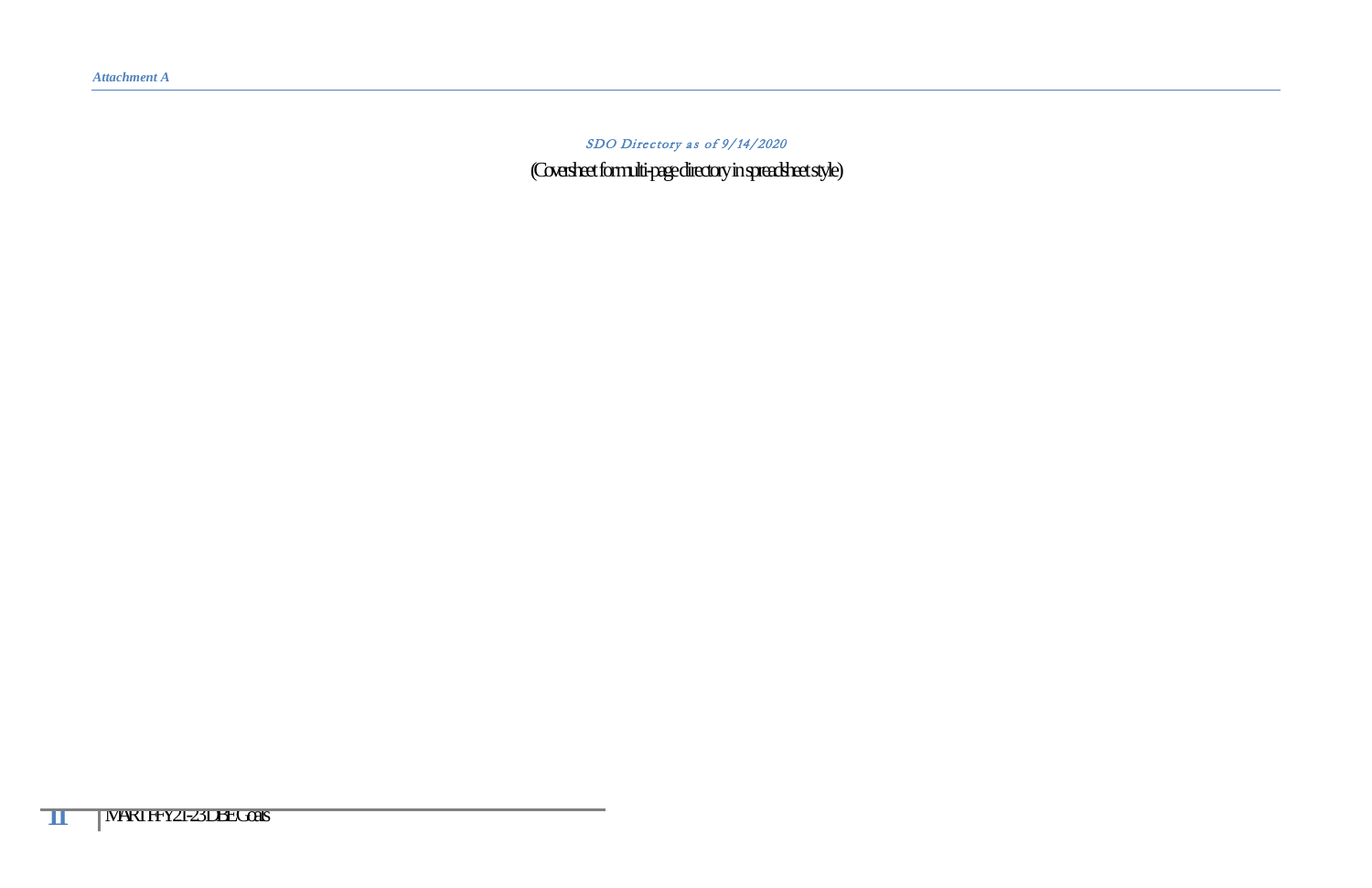*SDO Directory as of 9/14/2020*

(Coversheet for multi-page directory in spreadsheet style)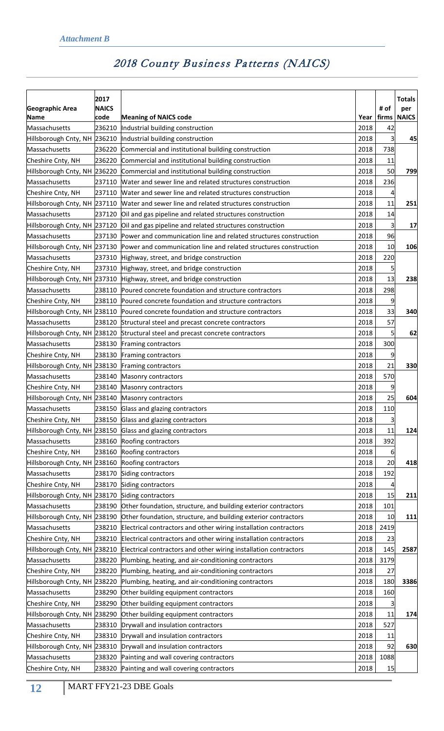*Attachment B*

# 2018 County Business Patterns (NAICS)

| Geographic Area Name | 2017 NAICS code | Meaning of NAICS code | Year | # of firms | Totals per NAICS |
|---|---|---|---|---|---|
| Massachusetts | 236210 | Industrial building construction | 2018 | 42 | |
| Hillsborough Cnty, NH | 236210 | Industrial building construction | 2018 | 3 | 45 |
| Massachusetts | 236220 | Commercial and institutional building construction | 2018 | 738 | |
| Cheshire Cnty, NH | 236220 | Commercial and institutional building construction | 2018 | 11 | |
| Hillsborough Cnty, NH | 236220 | Commercial and institutional building construction | 2018 | 50 | 799 |
| Massachusetts | 237110 | Water and sewer line and related structures construction | 2018 | 236 | |
| Cheshire Cnty, NH | 237110 | Water and sewer line and related structures construction | 2018 | 4 | |
| Hillsborough Cnty, NH | 237110 | Water and sewer line and related structures construction | 2018 | 11 | 251 |
| Massachusetts | 237120 | Oil and gas pipeline and related structures construction | 2018 | 14 | |
| Hillsborough Cnty, NH | 237120 | Oil and gas pipeline and related structures construction | 2018 | 3 | 17 |
| Massachusetts | 237130 | Power and communication line and related structures construction | 2018 | 96 | |
| Hillsborough Cnty, NH | 237130 | Power and communication line and related structures construction | 2018 | 10 | 106 |
| Massachusetts | 237310 | Highway, street, and bridge construction | 2018 | 220 | |
| Cheshire Cnty, NH | 237310 | Highway, street, and bridge construction | 2018 | 5 | |
| Hillsborough Cnty, NH | 237310 | Highway, street, and bridge construction | 2018 | 13 | 238 |
| Massachusetts | 238110 | Poured concrete foundation and structure contractors | 2018 | 298 | |
| Cheshire Cnty, NH | 238110 | Poured concrete foundation and structure contractors | 2018 | 9 | |
| Hillsborough Cnty, NH | 238110 | Poured concrete foundation and structure contractors | 2018 | 33 | 340 |
| Massachusetts | 238120 | Structural steel and precast concrete contractors | 2018 | 57 | |
| Hillsborough Cnty, NH | 238120 | Structural steel and precast concrete contractors | 2018 | 5 | 62 |
| Massachusetts | 238130 | Framing contractors | 2018 | 300 | |
| Cheshire Cnty, NH | 238130 | Framing contractors | 2018 | 9 | |
| Hillsborough Cnty, NH | 238130 | Framing contractors | 2018 | 21 | 330 |
| Massachusetts | 238140 | Masonry contractors | 2018 | 570 | |
| Cheshire Cnty, NH | 238140 | Masonry contractors | 2018 | 9 | |
| Hillsborough Cnty, NH | 238140 | Masonry contractors | 2018 | 25 | 604 |
| Massachusetts | 238150 | Glass and glazing contractors | 2018 | 110 | |
| Cheshire Cnty, NH | 238150 | Glass and glazing contractors | 2018 | 3 | |
| Hillsborough Cnty, NH | 238150 | Glass and glazing contractors | 2018 | 11 | 124 |
| Massachusetts | 238160 | Roofing contractors | 2018 | 392 | |
| Cheshire Cnty, NH | 238160 | Roofing contractors | 2018 | 6 | |
| Hillsborough Cnty, NH | 238160 | Roofing contractors | 2018 | 20 | 418 |
| Massachusetts | 238170 | Siding contractors | 2018 | 192 | |
| Cheshire Cnty, NH | 238170 | Siding contractors | 2018 | 4 | |
| Hillsborough Cnty, NH | 238170 | Siding contractors | 2018 | 15 | 211 |
| Massachusetts | 238190 | Other foundation, structure, and building exterior contractors | 2018 | 101 | |
| Hillsborough Cnty, NH | 238190 | Other foundation, structure, and building exterior contractors | 2018 | 10 | 111 |
| Massachusetts | 238210 | Electrical contractors and other wiring installation contractors | 2018 | 2419 | |
| Cheshire Cnty, NH | 238210 | Electrical contractors and other wiring installation contractors | 2018 | 23 | |
| Hillsborough Cnty, NH | 238210 | Electrical contractors and other wiring installation contractors | 2018 | 145 | 2587 |
| Massachusetts | 238220 | Plumbing, heating, and air-conditioning contractors | 2018 | 3179 | |
| Cheshire Cnty, NH | 238220 | Plumbing, heating, and air-conditioning contractors | 2018 | 27 | |
| Hillsborough Cnty, NH | 238220 | Plumbing, heating, and air-conditioning contractors | 2018 | 180 | 3386 |
| Massachusetts | 238290 | Other building equipment contractors | 2018 | 160 | |
| Cheshire Cnty, NH | 238290 | Other building equipment contractors | 2018 | 3 | |
| Hillsborough Cnty, NH | 238290 | Other building equipment contractors | 2018 | 11 | 174 |
| Massachusetts | 238310 | Drywall and insulation contractors | 2018 | 527 | |
| Cheshire Cnty, NH | 238310 | Drywall and insulation contractors | 2018 | 11 | |
| Hillsborough Cnty, NH | 238310 | Drywall and insulation contractors | 2018 | 92 | 630 |
| Massachusetts | 238320 | Painting and wall covering contractors | 2018 | 1088 | |
| Cheshire Cnty, NH | 238320 | Painting and wall covering contractors | 2018 | 15 | |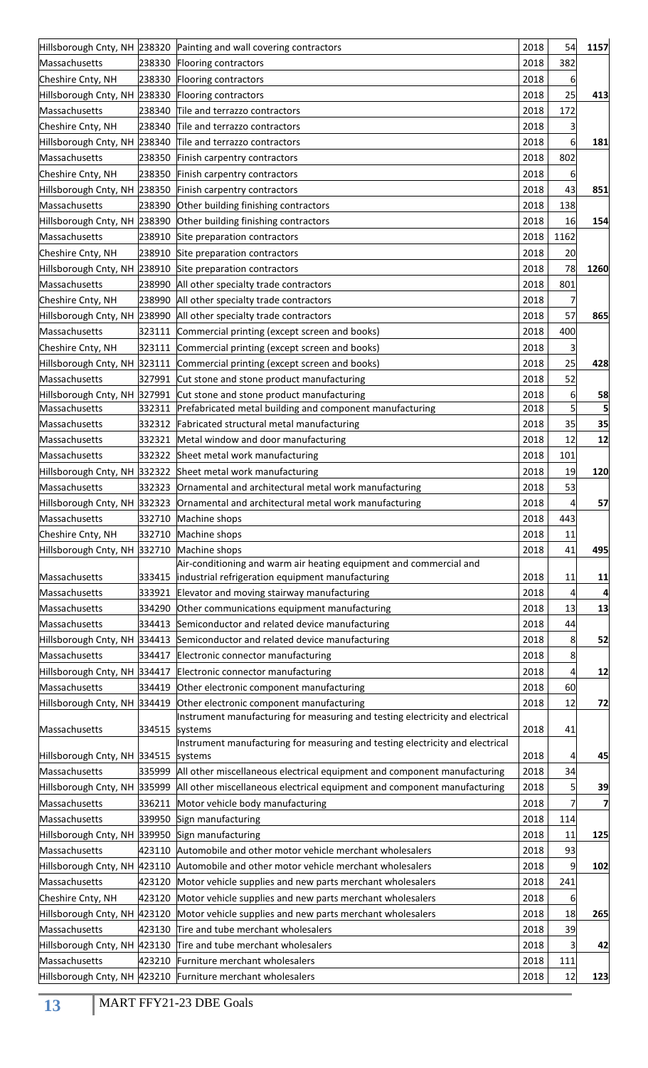| | | | | | |
|---|---|---|---|---|---|
| Hillsborough Cnty, NH | 238320 | Painting and wall covering contractors | 2018 | 54 | 1157 |
| Massachusetts | 238330 | Flooring contractors | 2018 | 382 | |
| Cheshire Cnty, NH | 238330 | Flooring contractors | 2018 | 6 | |
| Hillsborough Cnty, NH | 238330 | Flooring contractors | 2018 | 25 | 413 |
| Massachusetts | 238340 | Tile and terrazzo contractors | 2018 | 172 | |
| Cheshire Cnty, NH | 238340 | Tile and terrazzo contractors | 2018 | 3 | |
| Hillsborough Cnty, NH | 238340 | Tile and terrazzo contractors | 2018 | 6 | 181 |
| Massachusetts | 238350 | Finish carpentry contractors | 2018 | 802 | |
| Cheshire Cnty, NH | 238350 | Finish carpentry contractors | 2018 | 6 | |
| Hillsborough Cnty, NH | 238350 | Finish carpentry contractors | 2018 | 43 | 851 |
| Massachusetts | 238390 | Other building finishing contractors | 2018 | 138 | |
| Hillsborough Cnty, NH | 238390 | Other building finishing contractors | 2018 | 16 | 154 |
| Massachusetts | 238910 | Site preparation contractors | 2018 | 1162 | |
| Cheshire Cnty, NH | 238910 | Site preparation contractors | 2018 | 20 | |
| Hillsborough Cnty, NH | 238910 | Site preparation contractors | 2018 | 78 | 1260 |
| Massachusetts | 238990 | All other specialty trade contractors | 2018 | 801 | |
| Cheshire Cnty, NH | 238990 | All other specialty trade contractors | 2018 | 7 | |
| Hillsborough Cnty, NH | 238990 | All other specialty trade contractors | 2018 | 57 | 865 |
| Massachusetts | 323111 | Commercial printing (except screen and books) | 2018 | 400 | |
| Cheshire Cnty, NH | 323111 | Commercial printing (except screen and books) | 2018 | 3 | |
| Hillsborough Cnty, NH | 323111 | Commercial printing (except screen and books) | 2018 | 25 | 428 |
| Massachusetts | 327991 | Cut stone and stone product manufacturing | 2018 | 52 | |
| Hillsborough Cnty, NH | 327991 | Cut stone and stone product manufacturing | 2018 | 6 | 58 |
| Massachusetts | 332311 | Prefabricated metal building and component manufacturing | 2018 | 5 | 5 |
| Massachusetts | 332312 | Fabricated structural metal manufacturing | 2018 | 35 | 35 |
| Massachusetts | 332321 | Metal window and door manufacturing | 2018 | 12 | 12 |
| Massachusetts | 332322 | Sheet metal work manufacturing | 2018 | 101 | |
| Hillsborough Cnty, NH | 332322 | Sheet metal work manufacturing | 2018 | 19 | 120 |
| Massachusetts | 332323 | Ornamental and architectural metal work manufacturing | 2018 | 53 | |
| Hillsborough Cnty, NH | 332323 | Ornamental and architectural metal work manufacturing | 2018 | 4 | 57 |
| Massachusetts | 332710 | Machine shops | 2018 | 443 | |
| Cheshire Cnty, NH | 332710 | Machine shops | 2018 | 11 | |
| Hillsborough Cnty, NH | 332710 | Machine shops | 2018 | 41 | 495 |
| Massachusetts | 333415 | Air-conditioning and warm air heating equipment and commercial and industrial refrigeration equipment manufacturing | 2018 | 11 | 11 |
| Massachusetts | 333921 | Elevator and moving stairway manufacturing | 2018 | 4 | 4 |
| Massachusetts | 334290 | Other communications equipment manufacturing | 2018 | 13 | 13 |
| Massachusetts | 334413 | Semiconductor and related device manufacturing | 2018 | 44 | |
| Hillsborough Cnty, NH | 334413 | Semiconductor and related device manufacturing | 2018 | 8 | 52 |
| Massachusetts | 334417 | Electronic connector manufacturing | 2018 | 8 | |
| Hillsborough Cnty, NH | 334417 | Electronic connector manufacturing | 2018 | 4 | 12 |
| Massachusetts | 334419 | Other electronic component manufacturing | 2018 | 60 | |
| Hillsborough Cnty, NH | 334419 | Other electronic component manufacturing | 2018 | 12 | 72 |
| Massachusetts | 334515 | Instrument manufacturing for measuring and testing electricity and electrical systems | 2018 | 41 | |
| Hillsborough Cnty, NH | 334515 | Instrument manufacturing for measuring and testing electricity and electrical systems | 2018 | 4 | 45 |
| Massachusetts | 335999 | All other miscellaneous electrical equipment and component manufacturing | 2018 | 34 | |
| Hillsborough Cnty, NH | 335999 | All other miscellaneous electrical equipment and component manufacturing | 2018 | 5 | 39 |
| Massachusetts | 336211 | Motor vehicle body manufacturing | 2018 | 7 | 7 |
| Massachusetts | 339950 | Sign manufacturing | 2018 | 114 | |
| Hillsborough Cnty, NH | 339950 | Sign manufacturing | 2018 | 11 | 125 |
| Massachusetts | 423110 | Automobile and other motor vehicle merchant wholesalers | 2018 | 93 | |
| Hillsborough Cnty, NH | 423110 | Automobile and other motor vehicle merchant wholesalers | 2018 | 9 | 102 |
| Massachusetts | 423120 | Motor vehicle supplies and new parts merchant wholesalers | 2018 | 241 | |
| Cheshire Cnty, NH | 423120 | Motor vehicle supplies and new parts merchant wholesalers | 2018 | 6 | |
| Hillsborough Cnty, NH | 423120 | Motor vehicle supplies and new parts merchant wholesalers | 2018 | 18 | 265 |
| Massachusetts | 423130 | Tire and tube merchant wholesalers | 2018 | 39 | |
| Hillsborough Cnty, NH | 423130 | Tire and tube merchant wholesalers | 2018 | 3 | 42 |
| Massachusetts | 423210 | Furniture merchant wholesalers | 2018 | 111 | |
| Hillsborough Cnty, NH | 423210 | Furniture merchant wholesalers | 2018 | 12 | 123 |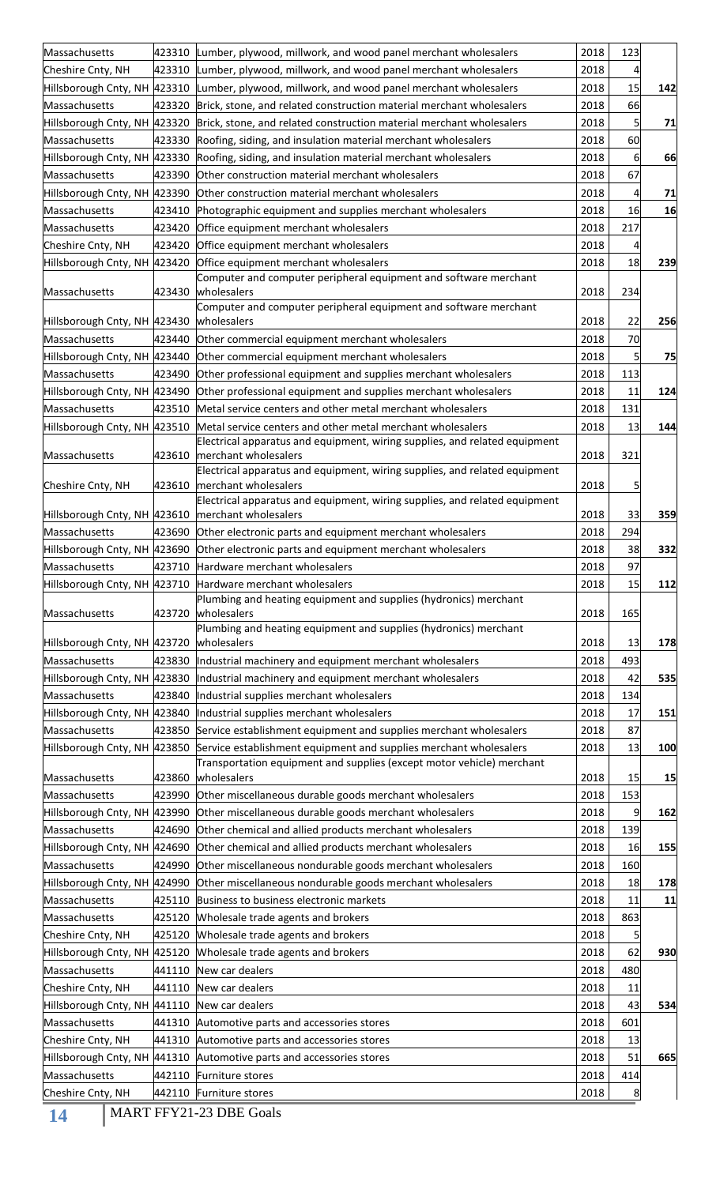| | | | | | |
|---|---|---|---|---|---|
| Massachusetts | 423310 | Lumber, plywood, millwork, and wood panel merchant wholesalers | 2018 | 123 | |
| Cheshire Cnty, NH | 423310 | Lumber, plywood, millwork, and wood panel merchant wholesalers | 2018 | 4 | |
| Hillsborough Cnty, NH | 423310 | Lumber, plywood, millwork, and wood panel merchant wholesalers | 2018 | 15 | **142** |
| Massachusetts | 423320 | Brick, stone, and related construction material merchant wholesalers | 2018 | 66 | |
| Hillsborough Cnty, NH | 423320 | Brick, stone, and related construction material merchant wholesalers | 2018 | 5 | **71** |
| Massachusetts | 423330 | Roofing, siding, and insulation material merchant wholesalers | 2018 | 60 | |
| Hillsborough Cnty, NH | 423330 | Roofing, siding, and insulation material merchant wholesalers | 2018 | 6 | **66** |
| Massachusetts | 423390 | Other construction material merchant wholesalers | 2018 | 67 | |
| Hillsborough Cnty, NH | 423390 | Other construction material merchant wholesalers | 2018 | 4 | **71** |
| Massachusetts | 423410 | Photographic equipment and supplies merchant wholesalers | 2018 | 16 | **16** |
| Massachusetts | 423420 | Office equipment merchant wholesalers | 2018 | 217 | |
| Cheshire Cnty, NH | 423420 | Office equipment merchant wholesalers | 2018 | 4 | |
| Hillsborough Cnty, NH | 423420 | Office equipment merchant wholesalers | 2018 | 18 | **239** |
| Massachusetts | 423430 | Computer and computer peripheral equipment and software merchant wholesalers | 2018 | 234 | |
| Hillsborough Cnty, NH | 423430 | Computer and computer peripheral equipment and software merchant wholesalers | 2018 | 22 | **256** |
| Massachusetts | 423440 | Other commercial equipment merchant wholesalers | 2018 | 70 | |
| Hillsborough Cnty, NH | 423440 | Other commercial equipment merchant wholesalers | 2018 | 5 | **75** |
| Massachusetts | 423490 | Other professional equipment and supplies merchant wholesalers | 2018 | 113 | |
| Hillsborough Cnty, NH | 423490 | Other professional equipment and supplies merchant wholesalers | 2018 | 11 | **124** |
| Massachusetts | 423510 | Metal service centers and other metal merchant wholesalers | 2018 | 131 | |
| Hillsborough Cnty, NH | 423510 | Metal service centers and other metal merchant wholesalers | 2018 | 13 | **144** |
| Massachusetts | 423610 | Electrical apparatus and equipment, wiring supplies, and related equipment merchant wholesalers | 2018 | 321 | |
| Cheshire Cnty, NH | 423610 | Electrical apparatus and equipment, wiring supplies, and related equipment merchant wholesalers | 2018 | 5 | |
| Hillsborough Cnty, NH | 423610 | Electrical apparatus and equipment, wiring supplies, and related equipment merchant wholesalers | 2018 | 33 | **359** |
| Massachusetts | 423690 | Other electronic parts and equipment merchant wholesalers | 2018 | 294 | |
| Hillsborough Cnty, NH | 423690 | Other electronic parts and equipment merchant wholesalers | 2018 | 38 | **332** |
| Massachusetts | 423710 | Hardware merchant wholesalers | 2018 | 97 | |
| Hillsborough Cnty, NH | 423710 | Hardware merchant wholesalers | 2018 | 15 | **112** |
| Massachusetts | 423720 | Plumbing and heating equipment and supplies (hydronics) merchant wholesalers | 2018 | 165 | |
| Hillsborough Cnty, NH | 423720 | Plumbing and heating equipment and supplies (hydronics) merchant wholesalers | 2018 | 13 | **178** |
| Massachusetts | 423830 | Industrial machinery and equipment merchant wholesalers | 2018 | 493 | |
| Hillsborough Cnty, NH | 423830 | Industrial machinery and equipment merchant wholesalers | 2018 | 42 | **535** |
| Massachusetts | 423840 | Industrial supplies merchant wholesalers | 2018 | 134 | |
| Hillsborough Cnty, NH | 423840 | Industrial supplies merchant wholesalers | 2018 | 17 | **151** |
| Massachusetts | 423850 | Service establishment equipment and supplies merchant wholesalers | 2018 | 87 | |
| Hillsborough Cnty, NH | 423850 | Service establishment equipment and supplies merchant wholesalers | 2018 | 13 | **100** |
| Massachusetts | 423860 | Transportation equipment and supplies (except motor vehicle) merchant wholesalers | 2018 | 15 | **15** |
| Massachusetts | 423990 | Other miscellaneous durable goods merchant wholesalers | 2018 | 153 | |
| Hillsborough Cnty, NH | 423990 | Other miscellaneous durable goods merchant wholesalers | 2018 | 9 | **162** |
| Massachusetts | 424690 | Other chemical and allied products merchant wholesalers | 2018 | 139 | |
| Hillsborough Cnty, NH | 424690 | Other chemical and allied products merchant wholesalers | 2018 | 16 | **155** |
| Massachusetts | 424990 | Other miscellaneous nondurable goods merchant wholesalers | 2018 | 160 | |
| Hillsborough Cnty, NH | 424990 | Other miscellaneous nondurable goods merchant wholesalers | 2018 | 18 | **178** |
| Massachusetts | 425110 | Business to business electronic markets | 2018 | 11 | **11** |
| Massachusetts | 425120 | Wholesale trade agents and brokers | 2018 | 863 | |
| Cheshire Cnty, NH | 425120 | Wholesale trade agents and brokers | 2018 | 5 | |
| Hillsborough Cnty, NH | 425120 | Wholesale trade agents and brokers | 2018 | 62 | **930** |
| Massachusetts | 441110 | New car dealers | 2018 | 480 | |
| Cheshire Cnty, NH | 441110 | New car dealers | 2018 | 11 | |
| Hillsborough Cnty, NH | 441110 | New car dealers | 2018 | 43 | **534** |
| Massachusetts | 441310 | Automotive parts and accessories stores | 2018 | 601 | |
| Cheshire Cnty, NH | 441310 | Automotive parts and accessories stores | 2018 | 13 | |
| Hillsborough Cnty, NH | 441310 | Automotive parts and accessories stores | 2018 | 51 | **665** |
| Massachusetts | 442110 | Furniture stores | 2018 | 414 | |
| Cheshire Cnty, NH | 442110 | Furniture stores | 2018 | 8 | |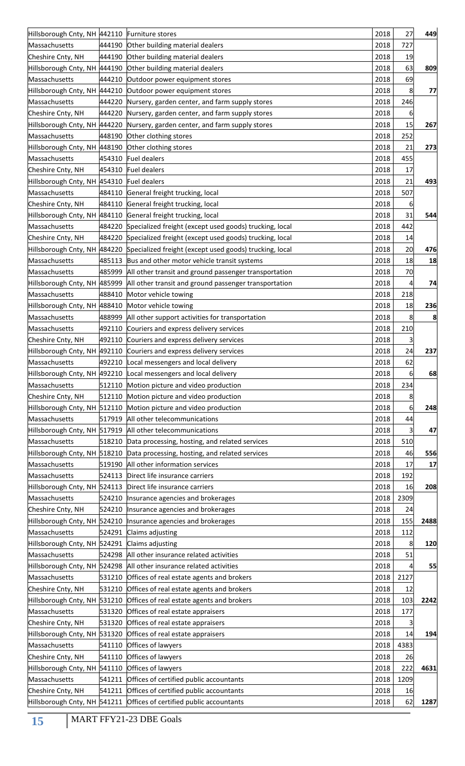| | | | | | |
|---|---|---|---|---|---|
| Hillsborough Cnty, NH | 442110 | Furniture stores | 2018 | 27 | **449** |
| Massachusetts | 444190 | Other building material dealers | 2018 | 727 | |
| Cheshire Cnty, NH | 444190 | Other building material dealers | 2018 | 19 | |
| Hillsborough Cnty, NH | 444190 | Other building material dealers | 2018 | 63 | **809** |
| Massachusetts | 444210 | Outdoor power equipment stores | 2018 | 69 | |
| Hillsborough Cnty, NH | 444210 | Outdoor power equipment stores | 2018 | 8 | **77** |
| Massachusetts | 444220 | Nursery, garden center, and farm supply stores | 2018 | 246 | |
| Cheshire Cnty, NH | 444220 | Nursery, garden center, and farm supply stores | 2018 | 6 | |
| Hillsborough Cnty, NH | 444220 | Nursery, garden center, and farm supply stores | 2018 | 15 | **267** |
| Massachusetts | 448190 | Other clothing stores | 2018 | 252 | |
| Hillsborough Cnty, NH | 448190 | Other clothing stores | 2018 | 21 | **273** |
| Massachusetts | 454310 | Fuel dealers | 2018 | 455 | |
| Cheshire Cnty, NH | 454310 | Fuel dealers | 2018 | 17 | |
| Hillsborough Cnty, NH | 454310 | Fuel dealers | 2018 | 21 | **493** |
| Massachusetts | 484110 | General freight trucking, local | 2018 | 507 | |
| Cheshire Cnty, NH | 484110 | General freight trucking, local | 2018 | 6 | |
| Hillsborough Cnty, NH | 484110 | General freight trucking, local | 2018 | 31 | **544** |
| Massachusetts | 484220 | Specialized freight (except used goods) trucking, local | 2018 | 442 | |
| Cheshire Cnty, NH | 484220 | Specialized freight (except used goods) trucking, local | 2018 | 14 | |
| Hillsborough Cnty, NH | 484220 | Specialized freight (except used goods) trucking, local | 2018 | 20 | **476** |
| Massachusetts | 485113 | Bus and other motor vehicle transit systems | 2018 | 18 | **18** |
| Massachusetts | 485999 | All other transit and ground passenger transportation | 2018 | 70 | |
| Hillsborough Cnty, NH | 485999 | All other transit and ground passenger transportation | 2018 | 4 | **74** |
| Massachusetts | 488410 | Motor vehicle towing | 2018 | 218 | |
| Hillsborough Cnty, NH | 488410 | Motor vehicle towing | 2018 | 18 | **236** |
| Massachusetts | 488999 | All other support activities for transportation | 2018 | 8 | **8** |
| Massachusetts | 492110 | Couriers and express delivery services | 2018 | 210 | |
| Cheshire Cnty, NH | 492110 | Couriers and express delivery services | 2018 | 3 | |
| Hillsborough Cnty, NH | 492110 | Couriers and express delivery services | 2018 | 24 | **237** |
| Massachusetts | 492210 | Local messengers and local delivery | 2018 | 62 | |
| Hillsborough Cnty, NH | 492210 | Local messengers and local delivery | 2018 | 6 | **68** |
| Massachusetts | 512110 | Motion picture and video production | 2018 | 234 | |
| Cheshire Cnty, NH | 512110 | Motion picture and video production | 2018 | 8 | |
| Hillsborough Cnty, NH | 512110 | Motion picture and video production | 2018 | 6 | **248** |
| Massachusetts | 517919 | All other telecommunications | 2018 | 44 | |
| Hillsborough Cnty, NH | 517919 | All other telecommunications | 2018 | 3 | **47** |
| Massachusetts | 518210 | Data processing, hosting, and related services | 2018 | 510 | |
| Hillsborough Cnty, NH | 518210 | Data processing, hosting, and related services | 2018 | 46 | **556** |
| Massachusetts | 519190 | All other information services | 2018 | 17 | **17** |
| Massachusetts | 524113 | Direct life insurance carriers | 2018 | 192 | |
| Hillsborough Cnty, NH | 524113 | Direct life insurance carriers | 2018 | 16 | **208** |
| Massachusetts | 524210 | Insurance agencies and brokerages | 2018 | 2309 | |
| Cheshire Cnty, NH | 524210 | Insurance agencies and brokerages | 2018 | 24 | |
| Hillsborough Cnty, NH | 524210 | Insurance agencies and brokerages | 2018 | 155 | **2488** |
| Massachusetts | 524291 | Claims adjusting | 2018 | 112 | |
| Hillsborough Cnty, NH | 524291 | Claims adjusting | 2018 | 8 | **120** |
| Massachusetts | 524298 | All other insurance related activities | 2018 | 51 | |
| Hillsborough Cnty, NH | 524298 | All other insurance related activities | 2018 | 4 | **55** |
| Massachusetts | 531210 | Offices of real estate agents and brokers | 2018 | 2127 | |
| Cheshire Cnty, NH | 531210 | Offices of real estate agents and brokers | 2018 | 12 | |
| Hillsborough Cnty, NH | 531210 | Offices of real estate agents and brokers | 2018 | 103 | **2242** |
| Massachusetts | 531320 | Offices of real estate appraisers | 2018 | 177 | |
| Cheshire Cnty, NH | 531320 | Offices of real estate appraisers | 2018 | 3 | |
| Hillsborough Cnty, NH | 531320 | Offices of real estate appraisers | 2018 | 14 | **194** |
| Massachusetts | 541110 | Offices of lawyers | 2018 | 4383 | |
| Cheshire Cnty, NH | 541110 | Offices of lawyers | 2018 | 26 | |
| Hillsborough Cnty, NH | 541110 | Offices of lawyers | 2018 | 222 | **4631** |
| Massachusetts | 541211 | Offices of certified public accountants | 2018 | 1209 | |
| Cheshire Cnty, NH | 541211 | Offices of certified public accountants | 2018 | 16 | |
| Hillsborough Cnty, NH | 541211 | Offices of certified public accountants | 2018 | 62 | **1287** |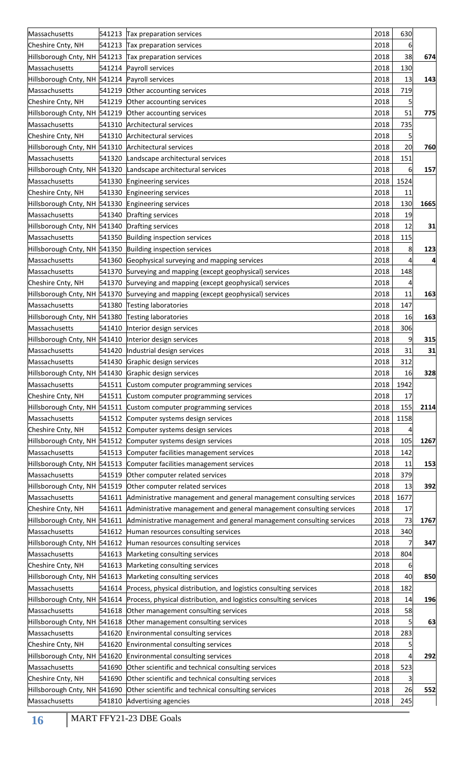| | | | | | |
|---|---|---|---|---|---|
| Massachusetts | 541213 | Tax preparation services | 2018 | 630 | |
| Cheshire Cnty, NH | 541213 | Tax preparation services | 2018 | 6 | |
| Hillsborough Cnty, NH | 541213 | Tax preparation services | 2018 | 38 | **674** |
| Massachusetts | 541214 | Payroll services | 2018 | 130 | |
| Hillsborough Cnty, NH | 541214 | Payroll services | 2018 | 13 | **143** |
| Massachusetts | 541219 | Other accounting services | 2018 | 719 | |
| Cheshire Cnty, NH | 541219 | Other accounting services | 2018 | 5 | |
| Hillsborough Cnty, NH | 541219 | Other accounting services | 2018 | 51 | **775** |
| Massachusetts | 541310 | Architectural services | 2018 | 735 | |
| Cheshire Cnty, NH | 541310 | Architectural services | 2018 | 5 | |
| Hillsborough Cnty, NH | 541310 | Architectural services | 2018 | 20 | **760** |
| Massachusetts | 541320 | Landscape architectural services | 2018 | 151 | |
| Hillsborough Cnty, NH | 541320 | Landscape architectural services | 2018 | 6 | **157** |
| Massachusetts | 541330 | Engineering services | 2018 | 1524 | |
| Cheshire Cnty, NH | 541330 | Engineering services | 2018 | 11 | |
| Hillsborough Cnty, NH | 541330 | Engineering services | 2018 | 130 | **1665** |
| Massachusetts | 541340 | Drafting services | 2018 | 19 | |
| Hillsborough Cnty, NH | 541340 | Drafting services | 2018 | 12 | **31** |
| Massachusetts | 541350 | Building inspection services | 2018 | 115 | |
| Hillsborough Cnty, NH | 541350 | Building inspection services | 2018 | 8 | **123** |
| Massachusetts | 541360 | Geophysical surveying and mapping services | 2018 | 4 | **4** |
| Massachusetts | 541370 | Surveying and mapping (except geophysical) services | 2018 | 148 | |
| Cheshire Cnty, NH | 541370 | Surveying and mapping (except geophysical) services | 2018 | 4 | |
| Hillsborough Cnty, NH | 541370 | Surveying and mapping (except geophysical) services | 2018 | 11 | **163** |
| Massachusetts | 541380 | Testing laboratories | 2018 | 147 | |
| Hillsborough Cnty, NH | 541380 | Testing laboratories | 2018 | 16 | **163** |
| Massachusetts | 541410 | Interior design services | 2018 | 306 | |
| Hillsborough Cnty, NH | 541410 | Interior design services | 2018 | 9 | **315** |
| Massachusetts | 541420 | Industrial design services | 2018 | 31 | **31** |
| Massachusetts | 541430 | Graphic design services | 2018 | 312 | |
| Hillsborough Cnty, NH | 541430 | Graphic design services | 2018 | 16 | **328** |
| Massachusetts | 541511 | Custom computer programming services | 2018 | 1942 | |
| Cheshire Cnty, NH | 541511 | Custom computer programming services | 2018 | 17 | |
| Hillsborough Cnty, NH | 541511 | Custom computer programming services | 2018 | 155 | **2114** |
| Massachusetts | 541512 | Computer systems design services | 2018 | 1158 | |
| Cheshire Cnty, NH | 541512 | Computer systems design services | 2018 | 4 | |
| Hillsborough Cnty, NH | 541512 | Computer systems design services | 2018 | 105 | **1267** |
| Massachusetts | 541513 | Computer facilities management services | 2018 | 142 | |
| Hillsborough Cnty, NH | 541513 | Computer facilities management services | 2018 | 11 | **153** |
| Massachusetts | 541519 | Other computer related services | 2018 | 379 | |
| Hillsborough Cnty, NH | 541519 | Other computer related services | 2018 | 13 | **392** |
| Massachusetts | 541611 | Administrative management and general management consulting services | 2018 | 1677 | |
| Cheshire Cnty, NH | 541611 | Administrative management and general management consulting services | 2018 | 17 | |
| Hillsborough Cnty, NH | 541611 | Administrative management and general management consulting services | 2018 | 73 | **1767** |
| Massachusetts | 541612 | Human resources consulting services | 2018 | 340 | |
| Hillsborough Cnty, NH | 541612 | Human resources consulting services | 2018 | 7 | **347** |
| Massachusetts | 541613 | Marketing consulting services | 2018 | 804 | |
| Cheshire Cnty, NH | 541613 | Marketing consulting services | 2018 | 6 | |
| Hillsborough Cnty, NH | 541613 | Marketing consulting services | 2018 | 40 | **850** |
| Massachusetts | 541614 | Process, physical distribution, and logistics consulting services | 2018 | 182 | |
| Hillsborough Cnty, NH | 541614 | Process, physical distribution, and logistics consulting services | 2018 | 14 | **196** |
| Massachusetts | 541618 | Other management consulting services | 2018 | 58 | |
| Hillsborough Cnty, NH | 541618 | Other management consulting services | 2018 | 5 | **63** |
| Massachusetts | 541620 | Environmental consulting services | 2018 | 283 | |
| Cheshire Cnty, NH | 541620 | Environmental consulting services | 2018 | 5 | |
| Hillsborough Cnty, NH | 541620 | Environmental consulting services | 2018 | 4 | **292** |
| Massachusetts | 541690 | Other scientific and technical consulting services | 2018 | 523 | |
| Cheshire Cnty, NH | 541690 | Other scientific and technical consulting services | 2018 | 3 | |
| Hillsborough Cnty, NH | 541690 | Other scientific and technical consulting services | 2018 | 26 | **552** |
| Massachusetts | 541810 | Advertising agencies | 2018 | 245 | |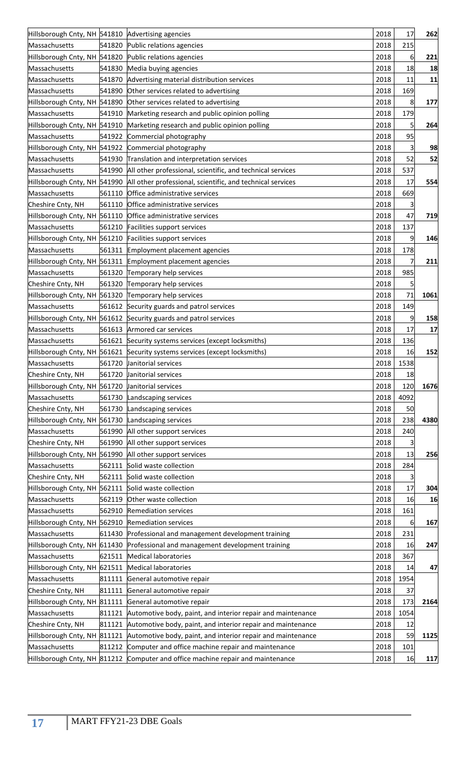| | | | | | |
|---|---|---|---|---|---|
| Hillsborough Cnty, NH | 541810 | Advertising agencies | 2018 | 17 | 262 |
| Massachusetts | 541820 | Public relations agencies | 2018 | 215 | |
| Hillsborough Cnty, NH | 541820 | Public relations agencies | 2018 | 6 | 221 |
| Massachusetts | 541830 | Media buying agencies | 2018 | 18 | 18 |
| Massachusetts | 541870 | Advertising material distribution services | 2018 | 11 | 11 |
| Massachusetts | 541890 | Other services related to advertising | 2018 | 169 | |
| Hillsborough Cnty, NH | 541890 | Other services related to advertising | 2018 | 8 | 177 |
| Massachusetts | 541910 | Marketing research and public opinion polling | 2018 | 179 | |
| Hillsborough Cnty, NH | 541910 | Marketing research and public opinion polling | 2018 | 5 | 264 |
| Massachusetts | 541922 | Commercial photography | 2018 | 95 | |
| Hillsborough Cnty, NH | 541922 | Commercial photography | 2018 | 3 | 98 |
| Massachusetts | 541930 | Translation and interpretation services | 2018 | 52 | 52 |
| Massachusetts | 541990 | All other professional, scientific, and technical services | 2018 | 537 | |
| Hillsborough Cnty, NH | 541990 | All other professional, scientific, and technical services | 2018 | 17 | 554 |
| Massachusetts | 561110 | Office administrative services | 2018 | 669 | |
| Cheshire Cnty, NH | 561110 | Office administrative services | 2018 | 3 | |
| Hillsborough Cnty, NH | 561110 | Office administrative services | 2018 | 47 | 719 |
| Massachusetts | 561210 | Facilities support services | 2018 | 137 | |
| Hillsborough Cnty, NH | 561210 | Facilities support services | 2018 | 9 | 146 |
| Massachusetts | 561311 | Employment placement agencies | 2018 | 178 | |
| Hillsborough Cnty, NH | 561311 | Employment placement agencies | 2018 | 7 | 211 |
| Massachusetts | 561320 | Temporary help services | 2018 | 985 | |
| Cheshire Cnty, NH | 561320 | Temporary help services | 2018 | 5 | |
| Hillsborough Cnty, NH | 561320 | Temporary help services | 2018 | 71 | 1061 |
| Massachusetts | 561612 | Security guards and patrol services | 2018 | 149 | |
| Hillsborough Cnty, NH | 561612 | Security guards and patrol services | 2018 | 9 | 158 |
| Massachusetts | 561613 | Armored car services | 2018 | 17 | 17 |
| Massachusetts | 561621 | Security systems services (except locksmiths) | 2018 | 136 | |
| Hillsborough Cnty, NH | 561621 | Security systems services (except locksmiths) | 2018 | 16 | 152 |
| Massachusetts | 561720 | Janitorial services | 2018 | 1538 | |
| Cheshire Cnty, NH | 561720 | Janitorial services | 2018 | 18 | |
| Hillsborough Cnty, NH | 561720 | Janitorial services | 2018 | 120 | 1676 |
| Massachusetts | 561730 | Landscaping services | 2018 | 4092 | |
| Cheshire Cnty, NH | 561730 | Landscaping services | 2018 | 50 | |
| Hillsborough Cnty, NH | 561730 | Landscaping services | 2018 | 238 | 4380 |
| Massachusetts | 561990 | All other support services | 2018 | 240 | |
| Cheshire Cnty, NH | 561990 | All other support services | 2018 | 3 | |
| Hillsborough Cnty, NH | 561990 | All other support services | 2018 | 13 | 256 |
| Massachusetts | 562111 | Solid waste collection | 2018 | 284 | |
| Cheshire Cnty, NH | 562111 | Solid waste collection | 2018 | 3 | |
| Hillsborough Cnty, NH | 562111 | Solid waste collection | 2018 | 17 | 304 |
| Massachusetts | 562119 | Other waste collection | 2018 | 16 | 16 |
| Massachusetts | 562910 | Remediation services | 2018 | 161 | |
| Hillsborough Cnty, NH | 562910 | Remediation services | 2018 | 6 | 167 |
| Massachusetts | 611430 | Professional and management development training | 2018 | 231 | |
| Hillsborough Cnty, NH | 611430 | Professional and management development training | 2018 | 16 | 247 |
| Massachusetts | 621511 | Medical laboratories | 2018 | 367 | |
| Hillsborough Cnty, NH | 621511 | Medical laboratories | 2018 | 14 | 47 |
| Massachusetts | 811111 | General automotive repair | 2018 | 1954 | |
| Cheshire Cnty, NH | 811111 | General automotive repair | 2018 | 37 | |
| Hillsborough Cnty, NH | 811111 | General automotive repair | 2018 | 173 | 2164 |
| Massachusetts | 811121 | Automotive body, paint, and interior repair and maintenance | 2018 | 1054 | |
| Cheshire Cnty, NH | 811121 | Automotive body, paint, and interior repair and maintenance | 2018 | 12 | |
| Hillsborough Cnty, NH | 811121 | Automotive body, paint, and interior repair and maintenance | 2018 | 59 | 1125 |
| Massachusetts | 811212 | Computer and office machine repair and maintenance | 2018 | 101 | |
| Hillsborough Cnty, NH | 811212 | Computer and office machine repair and maintenance | 2018 | 16 | 117 |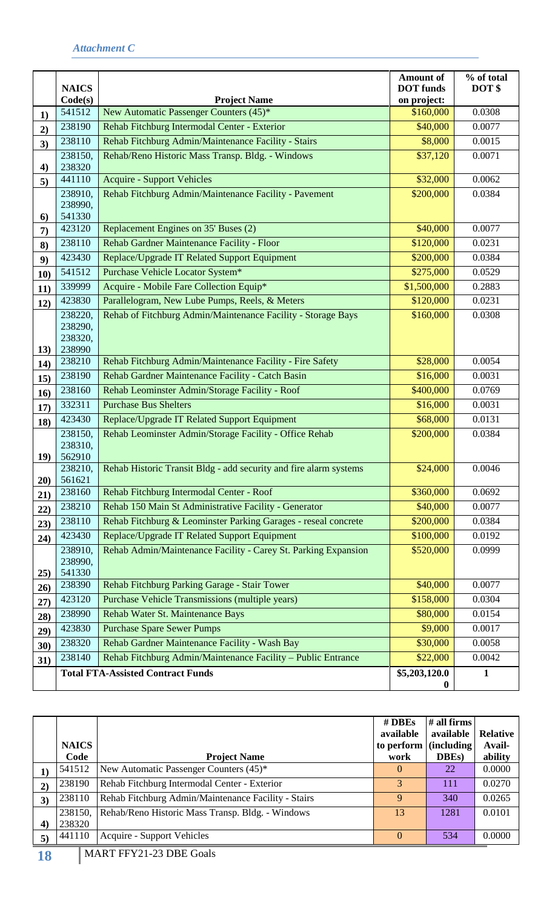*Attachment C*

| | NAICS Code(s) | Project Name | Amount of DOT funds on project: | % of total DOT $ |
|---|---|---|---|---|
| 1) | 541512 | New Automatic Passenger Counters (45)* | $160,000 | 0.0308 |
| 2) | 238190 | Rehab Fitchburg Intermodal Center - Exterior | $40,000 | 0.0077 |
| 3) | 238110 | Rehab Fitchburg Admin/Maintenance Facility - Stairs | $8,000 | 0.0015 |
| 4) | 238150, 238320 | Rehab/Reno Historic Mass Transp. Bldg. - Windows | $37,120 | 0.0071 |
| 5) | 441110 | Acquire - Support Vehicles | $32,000 | 0.0062 |
| 6) | 238910, 238990, 541330 | Rehab Fitchburg Admin/Maintenance Facility - Pavement | $200,000 | 0.0384 |
| 7) | 423120 | Replacement Engines on 35' Buses (2) | $40,000 | 0.0077 |
| 8) | 238110 | Rehab Gardner Maintenance Facility - Floor | $120,000 | 0.0231 |
| 9) | 423430 | Replace/Upgrade IT Related Support Equipment | $200,000 | 0.0384 |
| 10) | 541512 | Purchase Vehicle Locator System* | $275,000 | 0.0529 |
| 11) | 339999 | Acquire - Mobile Fare Collection Equip* | $1,500,000 | 0.2883 |
| 12) | 423830 | Parallelogram, New Lube Pumps, Reels, & Meters | $120,000 | 0.0231 |
| 13) | 238220, 238290, 238320, 238990 | Rehab of Fitchburg Admin/Maintenance Facility - Storage Bays | $160,000 | 0.0308 |
| 14) | 238210 | Rehab Fitchburg Admin/Maintenance Facility - Fire Safety | $28,000 | 0.0054 |
| 15) | 238190 | Rehab Gardner Maintenance Facility - Catch Basin | $16,000 | 0.0031 |
| 16) | 238160 | Rehab Leominster Admin/Storage Facility - Roof | $400,000 | 0.0769 |
| 17) | 332311 | Purchase Bus Shelters | $16,000 | 0.0031 |
| 18) | 423430 | Replace/Upgrade IT Related Support Equipment | $68,000 | 0.0131 |
| 19) | 238150, 238310, 562910 | Rehab Leominster Admin/Storage Facility - Office Rehab | $200,000 | 0.0384 |
| 20) | 238210, 561621 | Rehab Historic Transit Bldg - add security and fire alarm systems | $24,000 | 0.0046 |
| 21) | 238160 | Rehab Fitchburg Intermodal Center - Roof | $360,000 | 0.0692 |
| 22) | 238210 | Rehab 150 Main St Administrative Facility - Generator | $40,000 | 0.0077 |
| 23) | 238110 | Rehab Fitchburg & Leominster Parking Garages - reseal concrete | $200,000 | 0.0384 |
| 24) | 423430 | Replace/Upgrade IT Related Support Equipment | $100,000 | 0.0192 |
| 25) | 238910, 238990, 541330 | Rehab Admin/Maintenance Facility - Carey St. Parking Expansion | $520,000 | 0.0999 |
| 26) | 238390 | Rehab Fitchburg Parking Garage - Stair Tower | $40,000 | 0.0077 |
| 27) | 423120 | Purchase Vehicle Transmissions (multiple years) | $158,000 | 0.0304 |
| 28) | 238990 | Rehab Water St. Maintenance Bays | $80,000 | 0.0154 |
| 29) | 423830 | Purchase Spare Sewer Pumps | $9,000 | 0.0017 |
| 30) | 238320 | Rehab Gardner Maintenance Facility - Wash Bay | $30,000 | 0.0058 |
| 31) | 238140 | Rehab Fitchburg Admin/Maintenance Facility – Public Entrance | $22,000 | 0.0042 |
| | | **Total FTA-Assisted Contract Funds** | **$5,203,120.00** | **1** |

| | NAICS Code | Project Name | # DBEs available to perform work | # all firms available (including DBEs) | Relative Avail-ability |
|---|---|---|---|---|---|
| 1) | 541512 | New Automatic Passenger Counters (45)* | 0 | 22 | 0.0000 |
| 2) | 238190 | Rehab Fitchburg Intermodal Center - Exterior | 3 | 111 | 0.0270 |
| 3) | 238110 | Rehab Fitchburg Admin/Maintenance Facility - Stairs | 9 | 340 | 0.0265 |
| 4) | 238150, 238320 | Rehab/Reno Historic Mass Transp. Bldg. - Windows | 13 | 1281 | 0.0101 |
| 5) | 441110 | Acquire - Support Vehicles | 0 | 534 | 0.0000 |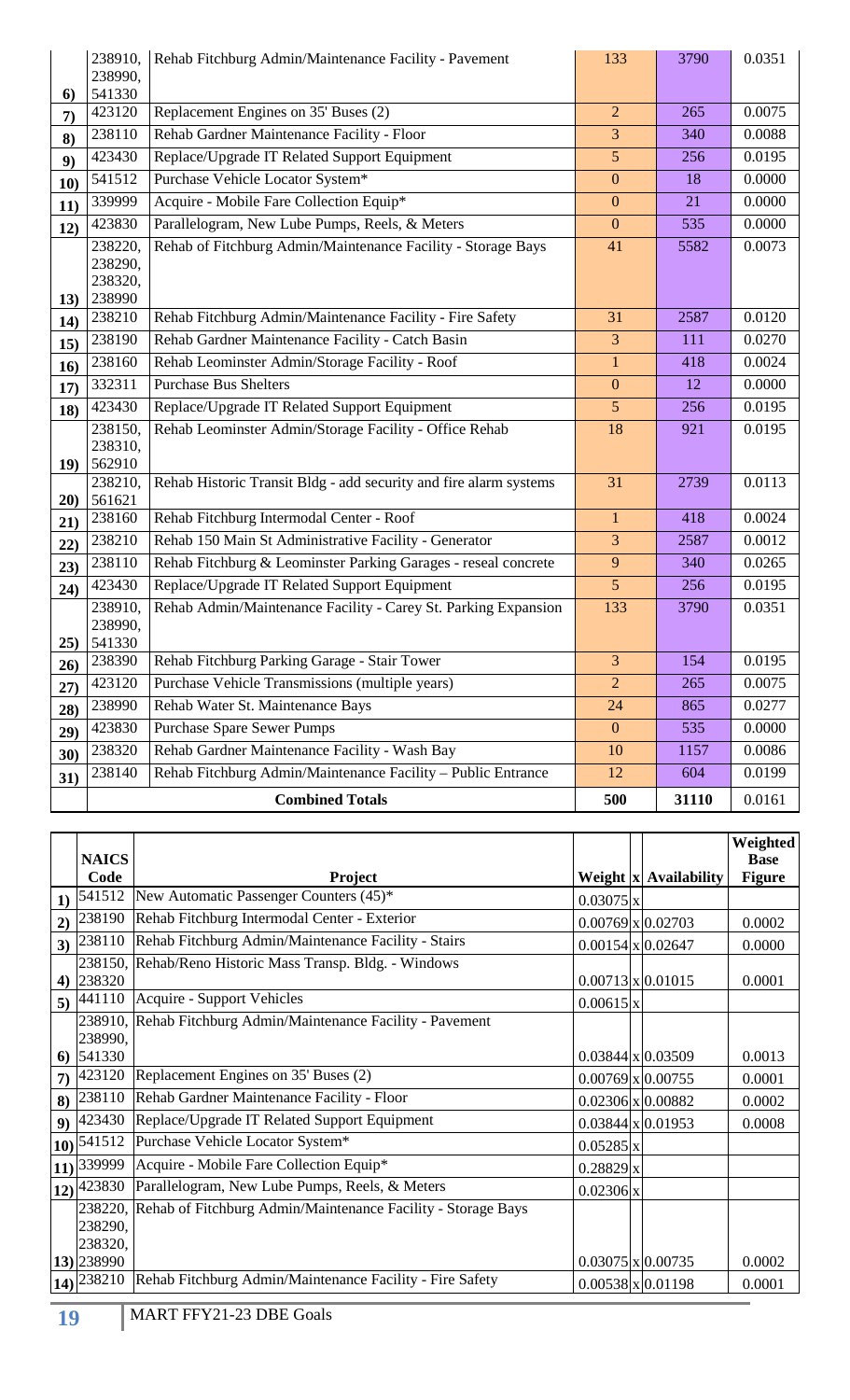| | | | | | |
|---|---|---|---|---|---|
| 6) | 238910, 238990, 541330 | Rehab Fitchburg Admin/Maintenance Facility - Pavement | 133 | 3790 | 0.0351 |
| 7) | 423120 | Replacement Engines on 35' Buses (2) | 2 | 265 | 0.0075 |
| 8) | 238110 | Rehab Gardner Maintenance Facility - Floor | 3 | 340 | 0.0088 |
| 9) | 423430 | Replace/Upgrade IT Related Support Equipment | 5 | 256 | 0.0195 |
| 10) | 541512 | Purchase Vehicle Locator System* | 0 | 18 | 0.0000 |
| 11) | 339999 | Acquire - Mobile Fare Collection Equip* | 0 | 21 | 0.0000 |
| 12) | 423830 | Parallelogram, New Lube Pumps, Reels, & Meters | 0 | 535 | 0.0000 |
| 13) | 238220, 238290, 238320, 238990 | Rehab of Fitchburg Admin/Maintenance Facility - Storage Bays | 41 | 5582 | 0.0073 |
| 14) | 238210 | Rehab Fitchburg Admin/Maintenance Facility - Fire Safety | 31 | 2587 | 0.0120 |
| 15) | 238190 | Rehab Gardner Maintenance Facility - Catch Basin | 3 | 111 | 0.0270 |
| 16) | 238160 | Rehab Leominster Admin/Storage Facility - Roof | 1 | 418 | 0.0024 |
| 17) | 332311 | Purchase Bus Shelters | 0 | 12 | 0.0000 |
| 18) | 423430 | Replace/Upgrade IT Related Support Equipment | 5 | 256 | 0.0195 |
| 19) | 238150, 238310, 562910 | Rehab Leominster Admin/Storage Facility - Office Rehab | 18 | 921 | 0.0195 |
| 20) | 238210, 561621 | Rehab Historic Transit Bldg - add security and fire alarm systems | 31 | 2739 | 0.0113 |
| 21) | 238160 | Rehab Fitchburg Intermodal Center - Roof | 1 | 418 | 0.0024 |
| 22) | 238210 | Rehab 150 Main St Administrative Facility - Generator | 3 | 2587 | 0.0012 |
| 23) | 238110 | Rehab Fitchburg & Leominster Parking Garages - reseal concrete | 9 | 340 | 0.0265 |
| 24) | 423430 | Replace/Upgrade IT Related Support Equipment | 5 | 256 | 0.0195 |
| 25) | 238910, 238990, 541330 | Rehab Admin/Maintenance Facility - Carey St. Parking Expansion | 133 | 3790 | 0.0351 |
| 26) | 238390 | Rehab Fitchburg Parking Garage - Stair Tower | 3 | 154 | 0.0195 |
| 27) | 423120 | Purchase Vehicle Transmissions (multiple years) | 2 | 265 | 0.0075 |
| 28) | 238990 | Rehab Water St. Maintenance Bays | 24 | 865 | 0.0277 |
| 29) | 423830 | Purchase Spare Sewer Pumps | 0 | 535 | 0.0000 |
| 30) | 238320 | Rehab Gardner Maintenance Facility - Wash Bay | 10 | 1157 | 0.0086 |
| 31) | 238140 | Rehab Fitchburg Admin/Maintenance Facility – Public Entrance | 12 | 604 | 0.0199 |
| | | **Combined Totals** | **500** | **31110** | 0.0161 |

| | NAICS Code | Project | Weight | x | Availability | Weighted Base Figure |
|---|---|---|---|---|---|---|
| 1) | 541512 | New Automatic Passenger Counters (45)* | 0.03075 | x | | |
| 2) | 238190 | Rehab Fitchburg Intermodal Center - Exterior | 0.00769 | x | 0.02703 | 0.0002 |
| 3) | 238110 | Rehab Fitchburg Admin/Maintenance Facility - Stairs | 0.00154 | x | 0.02647 | 0.0000 |
| 4) | 238150, 238320 | Rehab/Reno Historic Mass Transp. Bldg. - Windows | 0.00713 | x | 0.01015 | 0.0001 |
| 5) | 441110 | Acquire - Support Vehicles | 0.00615 | x | | |
| 6) | 238910, 238990, 541330 | Rehab Fitchburg Admin/Maintenance Facility - Pavement | 0.03844 | x | 0.03509 | 0.0013 |
| 7) | 423120 | Replacement Engines on 35' Buses (2) | 0.00769 | x | 0.00755 | 0.0001 |
| 8) | 238110 | Rehab Gardner Maintenance Facility - Floor | 0.02306 | x | 0.00882 | 0.0002 |
| 9) | 423430 | Replace/Upgrade IT Related Support Equipment | 0.03844 | x | 0.01953 | 0.0008 |
| 10) | 541512 | Purchase Vehicle Locator System* | 0.05285 | x | | |
| 11) | 339999 | Acquire - Mobile Fare Collection Equip* | 0.28829 | x | | |
| 12) | 423830 | Parallelogram, New Lube Pumps, Reels, & Meters | 0.02306 | x | | |
| 13) | 238220, 238290, 238320, 238990 | Rehab of Fitchburg Admin/Maintenance Facility - Storage Bays | 0.03075 | x | 0.00735 | 0.0002 |
| 14) | 238210 | Rehab Fitchburg Admin/Maintenance Facility - Fire Safety | 0.00538 | x | 0.01198 | 0.0001 |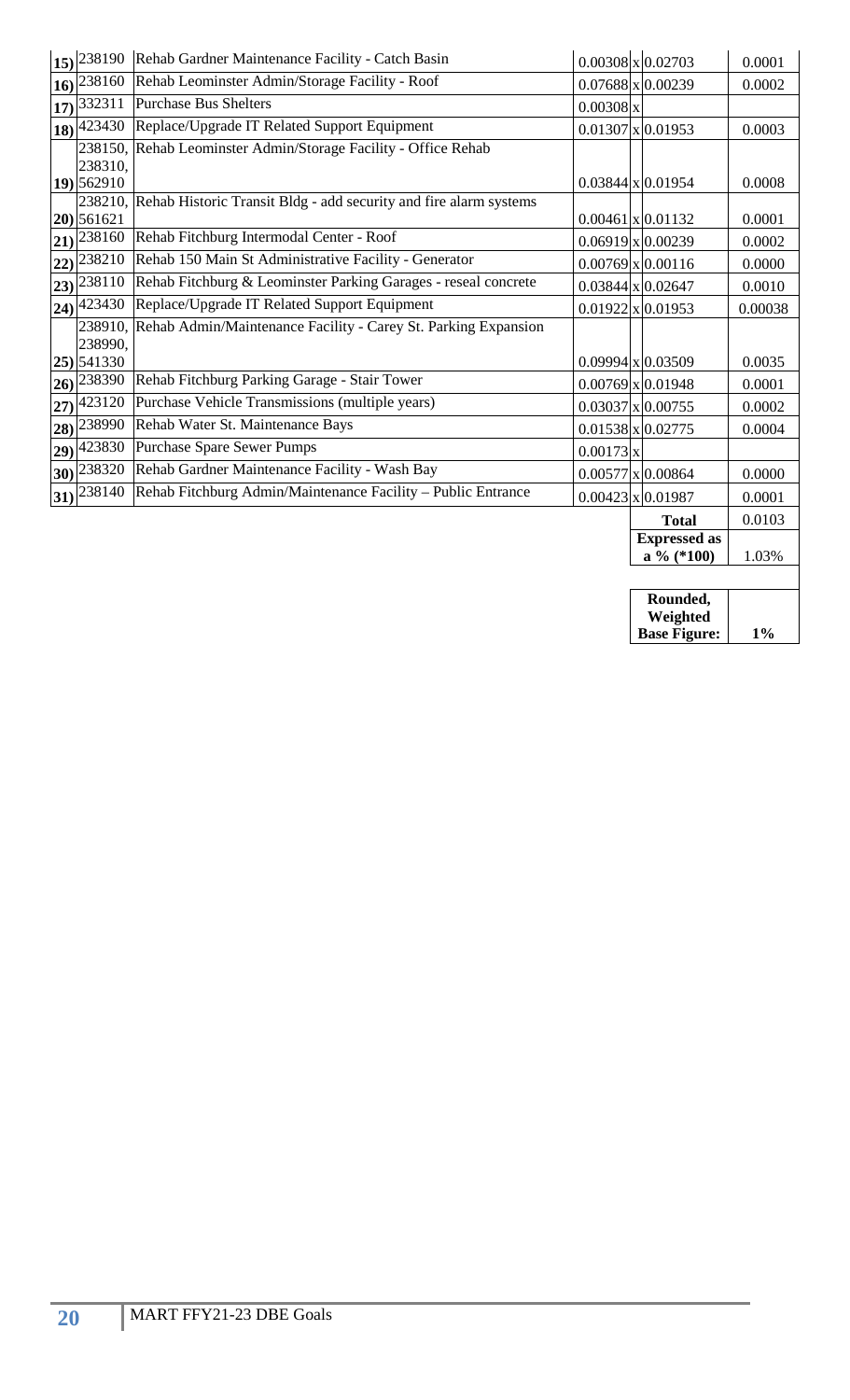| | | | | | | |
|---|---|---|---|---|---|---|
| 15) | 238190 | Rehab Gardner Maintenance Facility - Catch Basin | 0.00308 | x | 0.02703 | 0.0001 |
| 16) | 238160 | Rehab Leominster Admin/Storage Facility - Roof | 0.07688 | x | 0.00239 | 0.0002 |
| 17) | 332311 | Purchase Bus Shelters | 0.00308 | x | | |
| 18) | 423430 | Replace/Upgrade IT Related Support Equipment | 0.01307 | x | 0.01953 | 0.0003 |
| 19) | 238150, 238310, 562910 | Rehab Leominster Admin/Storage Facility - Office Rehab | 0.03844 | x | 0.01954 | 0.0008 |
| 20) | 238210, 561621 | Rehab Historic Transit Bldg - add security and fire alarm systems | 0.00461 | x | 0.01132 | 0.0001 |
| 21) | 238160 | Rehab Fitchburg Intermodal Center - Roof | 0.06919 | x | 0.00239 | 0.0002 |
| 22) | 238210 | Rehab 150 Main St Administrative Facility - Generator | 0.00769 | x | 0.00116 | 0.0000 |
| 23) | 238110 | Rehab Fitchburg & Leominster Parking Garages - reseal concrete | 0.03844 | x | 0.02647 | 0.0010 |
| 24) | 423430 | Replace/Upgrade IT Related Support Equipment | 0.01922 | x | 0.01953 | 0.00038 |
| 25) | 238910, 238990, 541330 | Rehab Admin/Maintenance Facility - Carey St. Parking Expansion | 0.09994 | x | 0.03509 | 0.0035 |
| 26) | 238390 | Rehab Fitchburg Parking Garage - Stair Tower | 0.00769 | x | 0.01948 | 0.0001 |
| 27) | 423120 | Purchase Vehicle Transmissions (multiple years) | 0.03037 | x | 0.00755 | 0.0002 |
| 28) | 238990 | Rehab Water St. Maintenance Bays | 0.01538 | x | 0.02775 | 0.0004 |
| 29) | 423830 | Purchase Spare Sewer Pumps | 0.00173 | x | | |
| 30) | 238320 | Rehab Gardner Maintenance Facility - Wash Bay | 0.00577 | x | 0.00864 | 0.0000 |
| 31) | 238140 | Rehab Fitchburg Admin/Maintenance Facility – Public Entrance | 0.00423 | x | 0.01987 | 0.0001 |
| | | | | | **Total** | 0.0103 |
| | | | | | **Expressed as a % (*100)** | 1.03% |
| | | | | | **Rounded, Weighted Base Figure:** | **1%** |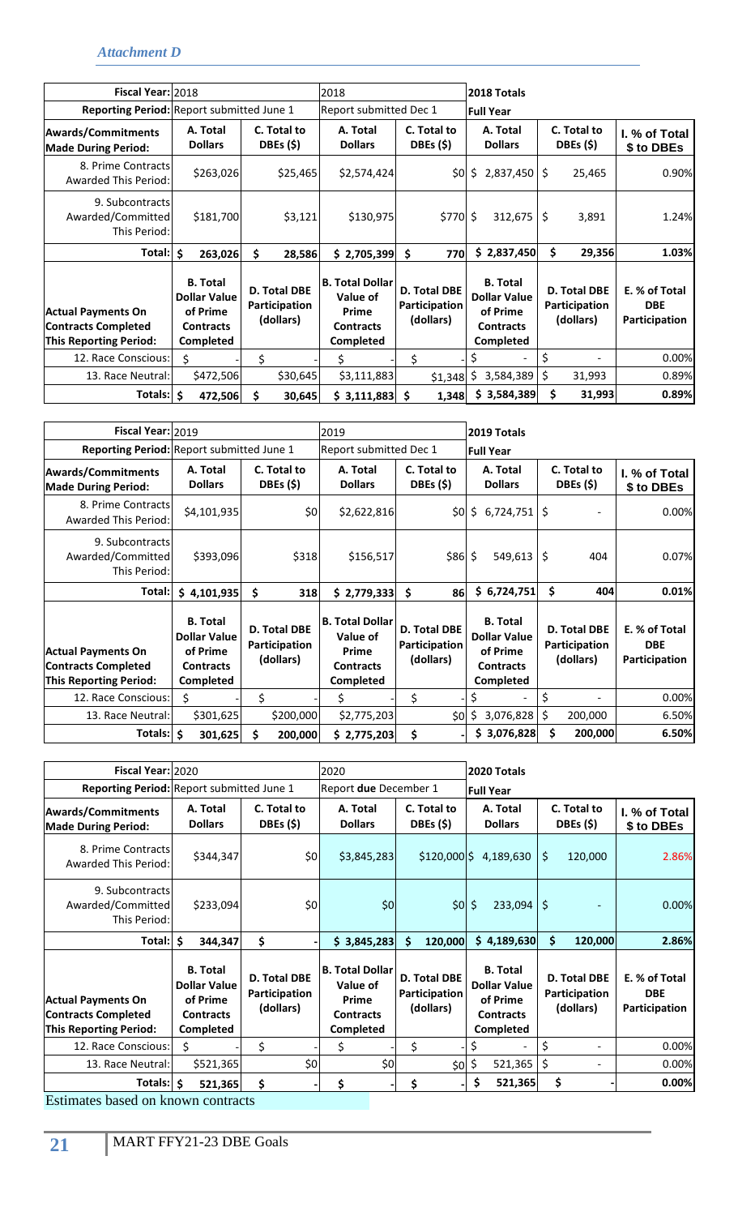*Attachment D*

| Fiscal Year: | 2018 | | 2018 | | 2018 Totals | | |
|---|---|---|---|---|---|---|---|
| **Reporting Period:** | Report submitted June 1 | | Report submitted Dec 1 | | **Full Year** | | |
| **Awards/Commitments Made During Period:** | **A. Total Dollars** | **C. Total to DBEs ($)** | **A. Total Dollars** | **C. Total to DBEs ($)** | **A. Total Dollars** | **C. Total to DBEs ($)** | **I. % of Total $ to DBEs** |
| 8. Prime Contracts Awarded This Period: | $263,026 | $25,465 | $2,574,424 | $0 | $ 2,837,450 | $ 25,465 | 0.90% |
| 9. Subcontracts Awarded/Committed This Period: | $181,700 | $3,121 | $130,975 | $770 | $ 312,675 | $ 3,891 | 1.24% |
| **Total:** | **$ 263,026** | **$ 28,586** | **$ 2,705,399** | **$ 770** | **$ 2,837,450** | **$ 29,356** | **1.03%** |
| **Actual Payments On Contracts Completed This Reporting Period:** | **B. Total Dollar Value of Prime Contracts Completed** | **D. Total DBE Participation (dollars)** | **B. Total Dollar Value of Prime Contracts Completed** | **D. Total DBE Participation (dollars)** | **B. Total Dollar Value of Prime Contracts Completed** | **D. Total DBE Participation (dollars)** | **E. % of Total DBE Participation** |
| 12. Race Conscious: | $ - | $ - | $ - | $ - | $ - | $ - | 0.00% |
| 13. Race Neutral: | $472,506 | $30,645 | $3,111,883 | $1,348 | $ 3,584,389 | $ 31,993 | 0.89% |
| **Totals:** | **$ 472,506** | **$ 30,645** | **$ 3,111,883** | **$ 1,348** | **$ 3,584,389** | **$ 31,993** | **0.89%** |

| Fiscal Year: | 2019 | | 2019 | | 2019 Totals | | |
|---|---|---|---|---|---|---|---|
| **Reporting Period:** | Report submitted June 1 | | Report submitted Dec 1 | | **Full Year** | | |
| **Awards/Commitments Made During Period:** | **A. Total Dollars** | **C. Total to DBEs ($)** | **A. Total Dollars** | **C. Total to DBEs ($)** | **A. Total Dollars** | **C. Total to DBEs ($)** | **I. % of Total $ to DBEs** |
| 8. Prime Contracts Awarded This Period: | $4,101,935 | $0 | $2,622,816 | $0 | $ 6,724,751 | $ - | 0.00% |
| 9. Subcontracts Awarded/Committed This Period: | $393,096 | $318 | $156,517 | $86 | $ 549,613 | $ 404 | 0.07% |
| **Total:** | **$ 4,101,935** | **$ 318** | **$ 2,779,333** | **$ 86** | **$ 6,724,751** | **$ 404** | **0.01%** |
| **Actual Payments On Contracts Completed This Reporting Period:** | **B. Total Dollar Value of Prime Contracts Completed** | **D. Total DBE Participation (dollars)** | **B. Total Dollar Value of Prime Contracts Completed** | **D. Total DBE Participation (dollars)** | **B. Total Dollar Value of Prime Contracts Completed** | **D. Total DBE Participation (dollars)** | **E. % of Total DBE Participation** |
| 12. Race Conscious: | $ - | $ - | $ - | $ - | $ - | $ - | 0.00% |
| 13. Race Neutral: | $301,625 | $200,000 | $2,775,203 | $0 | $ 3,076,828 | $ 200,000 | 6.50% |
| **Totals:** | **$ 301,625** | **$ 200,000** | **$ 2,775,203** | **$ -** | **$ 3,076,828** | **$ 200,000** | **6.50%** |

| Fiscal Year: | 2020 | | 2020 | | 2020 Totals | | |
|---|---|---|---|---|---|---|---|
| **Reporting Period:** | Report submitted June 1 | | Report **due** December 1 | | **Full Year** | | |
| **Awards/Commitments Made During Period:** | **A. Total Dollars** | **C. Total to DBEs ($)** | **A. Total Dollars** | **C. Total to DBEs ($)** | **A. Total Dollars** | **C. Total to DBEs ($)** | **I. % of Total $ to DBEs** |
| 8. Prime Contracts Awarded This Period: | $344,347 | $0 | $3,845,283 | $120,000 | $ 4,189,630 | $ 120,000 | 2.86% |
| 9. Subcontracts Awarded/Committed This Period: | $233,094 | $0 | $0 | $0 | $ 233,094 | $ - | 0.00% |
| **Total:** | **$ 344,347** | **$ -** | **$ 3,845,283** | **$ 120,000** | **$ 4,189,630** | **$ 120,000** | **2.86%** |
| **Actual Payments On Contracts Completed This Reporting Period:** | **B. Total Dollar Value of Prime Contracts Completed** | **D. Total DBE Participation (dollars)** | **B. Total Dollar Value of Prime Contracts Completed** | **D. Total DBE Participation (dollars)** | **B. Total Dollar Value of Prime Contracts Completed** | **D. Total DBE Participation (dollars)** | **E. % of Total DBE Participation** |
| 12. Race Conscious: | $ - | $ - | $ - | $ - | $ - | $ - | 0.00% |
| 13. Race Neutral: | $521,365 | $0 | $0 | $0 | $ 521,365 | $ - | 0.00% |
| **Totals:** | **$ 521,365** | **$ -** | **$ -** | **$ -** | **$ 521,365** | **$ -** | **0.00%** |

Estimates based on known contracts